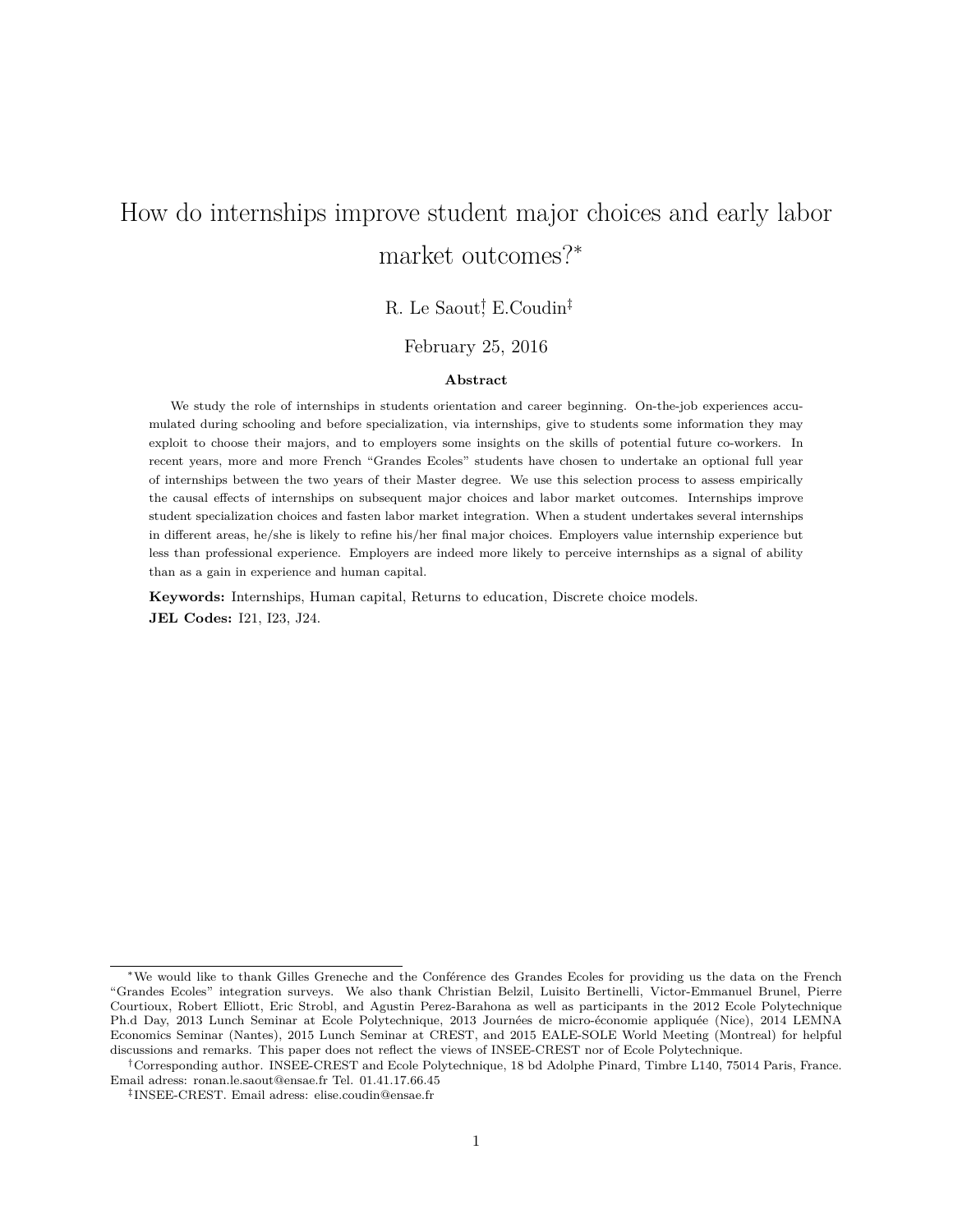# How do internships improve student major choices and early labor market outcomes?[*]

R. Le Saout[†], E.Coudin[‡]

February 25, 2016

### Abstract

We study the role of internships in students orientation and career beginning. On-the-job experiences accumulated during schooling and before specialization, via internships, give to students some information they may exploit to choose their majors, and to employers some insights on the skills of potential future co-workers. In recent years, more and more French "Grandes Ecoles" students have chosen to undertake an optional full year of internships between the two years of their Master degree. We use this selection process to assess empirically the causal effects of internships on subsequent major choices and labor market outcomes. Internships improve student specialization choices and fasten labor market integration. When a student undertakes several internships in different areas, he/she is likely to refine his/her final major choices. Employers value internship experience but less than professional experience. Employers are indeed more likely to perceive internships as a signal of ability than as a gain in experience and human capital.

**Keywords:** Internships, Human capital, Returns to education, Discrete choice models.

**JEL Codes:** I21, I23, J24.

---

[*] We would like to thank Gilles Greneche and the Conférence des Grandes Ecoles for providing us the data on the French "Grandes Ecoles" integration surveys. We also thank Christian Belzil, Luisito Bertinelli, Victor-Emmanuel Brunel, Pierre Courtioux, Robert Elliott, Eric Strobl, and Agustin Perez-Barahona as well as participants in the 2012 Ecole Polytechnique Ph.d Day, 2013 Lunch Seminar at Ecole Polytechnique, 2013 Journées de micro-économie appliquée (Nice), 2014 LEMNA Economics Seminar (Nantes), 2015 Lunch Seminar at CREST, and 2015 EALE-SOLE World Meeting (Montreal) for helpful discussions and remarks. This paper does not reflect the views of INSEE-CREST nor of Ecole Polytechnique.

[†] Corresponding author. INSEE-CREST and Ecole Polytechnique, 18 bd Adolphe Pinard, Timbre L140, 75014 Paris, France. Email adress: ronan.le.saout@ensae.fr Tel. 01.41.17.66.45

[‡] INSEE-CREST. Email adress: elise.coudin@ensae.fr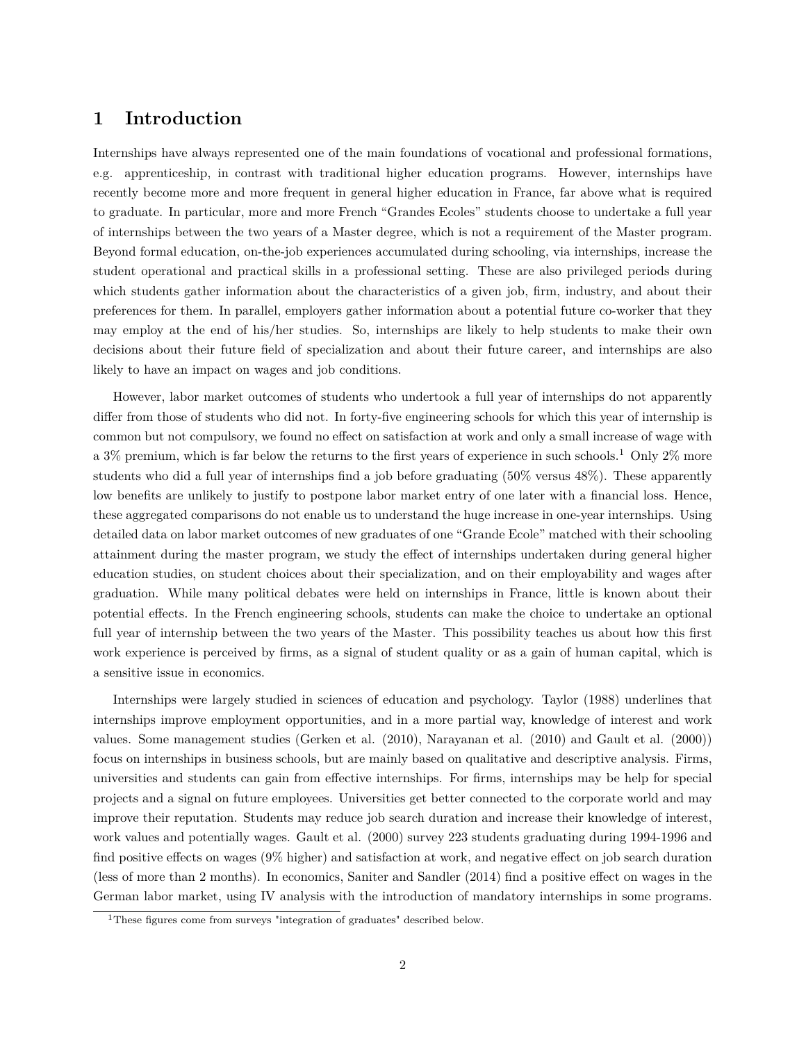# 1 Introduction

Internships have always represented one of the main foundations of vocational and professional formations, e.g. apprenticeship, in contrast with traditional higher education programs. However, internships have recently become more and more frequent in general higher education in France, far above what is required to graduate. In particular, more and more French “Grandes Ecoles” students choose to undertake a full year of internships between the two years of a Master degree, which is not a requirement of the Master program. Beyond formal education, on-the-job experiences accumulated during schooling, via internships, increase the student operational and practical skills in a professional setting. These are also privileged periods during which students gather information about the characteristics of a given job, firm, industry, and about their preferences for them. In parallel, employers gather information about a potential future co-worker that they may employ at the end of his/her studies. So, internships are likely to help students to make their own decisions about their future field of specialization and about their future career, and internships are also likely to have an impact on wages and job conditions.

However, labor market outcomes of students who undertook a full year of internships do not apparently differ from those of students who did not. In forty-five engineering schools for which this year of internship is common but not compulsory, we found no effect on satisfaction at work and only a small increase of wage with a 3% premium, which is far below the returns to the first years of experience in such schools.[1] Only 2% more students who did a full year of internships find a job before graduating (50% versus 48%). These apparently low benefits are unlikely to justify to postpone labor market entry of one later with a financial loss. Hence, these aggregated comparisons do not enable us to understand the huge increase in one-year internships. Using detailed data on labor market outcomes of new graduates of one “Grande Ecole” matched with their schooling attainment during the master program, we study the effect of internships undertaken during general higher education studies, on student choices about their specialization, and on their employability and wages after graduation. While many political debates were held on internships in France, little is known about their potential effects. In the French engineering schools, students can make the choice to undertake an optional full year of internship between the two years of the Master. This possibility teaches us about how this first work experience is perceived by firms, as a signal of student quality or as a gain of human capital, which is a sensitive issue in economics.

Internships were largely studied in sciences of education and psychology. Taylor (1988) underlines that internships improve employment opportunities, and in a more partial way, knowledge of interest and work values. Some management studies (Gerken et al. (2010), Narayanan et al. (2010) and Gault et al. (2000)) focus on internships in business schools, but are mainly based on qualitative and descriptive analysis. Firms, universities and students can gain from effective internships. For firms, internships may be help for special projects and a signal on future employees. Universities get better connected to the corporate world and may improve their reputation. Students may reduce job search duration and increase their knowledge of interest, work values and potentially wages. Gault et al. (2000) survey 223 students graduating during 1994-1996 and find positive effects on wages (9% higher) and satisfaction at work, and negative effect on job search duration (less of more than 2 months). In economics, Saniter and Sandler (2014) find a positive effect on wages in the German labor market, using IV analysis with the introduction of mandatory internships in some programs.

[1] These figures come from surveys "integration of graduates" described below.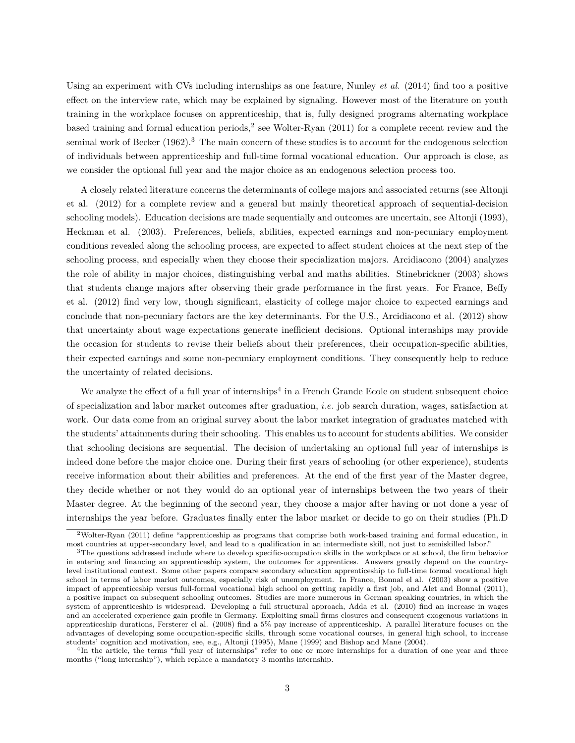Using an experiment with CVs including internships as one feature, Nunley *et al.* (2014) find too a positive effect on the interview rate, which may be explained by signaling. However most of the literature on youth training in the workplace focuses on apprenticeship, that is, fully designed programs alternating workplace based training and formal education periods,[2] see Wolter-Ryan (2011) for a complete recent review and the seminal work of Becker (1962).[3] The main concern of these studies is to account for the endogenous selection of individuals between apprenticeship and full-time formal vocational education. Our approach is close, as we consider the optional full year and the major choice as an endogenous selection process too.

A closely related literature concerns the determinants of college majors and associated returns (see Altonji et al. (2012) for a complete review and a general but mainly theoretical approach of sequential-decision schooling models). Education decisions are made sequentially and outcomes are uncertain, see Altonji (1993), Heckman et al. (2003). Preferences, beliefs, abilities, expected earnings and non-pecuniary employment conditions revealed along the schooling process, are expected to affect student choices at the next step of the schooling process, and especially when they choose their specialization majors. Arcidiacono (2004) analyzes the role of ability in major choices, distinguishing verbal and maths abilities. Stinebrickner (2003) shows that students change majors after observing their grade performance in the first years. For France, Beffy et al. (2012) find very low, though significant, elasticity of college major choice to expected earnings and conclude that non-pecuniary factors are the key determinants. For the U.S., Arcidiacono et al. (2012) show that uncertainty about wage expectations generate inefficient decisions. Optional internships may provide the occasion for students to revise their beliefs about their preferences, their occupation-specific abilities, their expected earnings and some non-pecuniary employment conditions. They consequently help to reduce the uncertainty of related decisions.

We analyze the effect of a full year of internships[4] in a French Grande Ecole on student subsequent choice of specialization and labor market outcomes after graduation, *i.e.* job search duration, wages, satisfaction at work. Our data come from an original survey about the labor market integration of graduates matched with the students' attainments during their schooling. This enables us to account for students abilities. We consider that schooling decisions are sequential. The decision of undertaking an optional full year of internships is indeed done before the major choice one. During their first years of schooling (or other experience), students receive information about their abilities and preferences. At the end of the first year of the Master degree, they decide whether or not they would do an optional year of internships between the two years of their Master degree. At the beginning of the second year, they choose a major after having or not done a year of internships the year before. Graduates finally enter the labor market or decide to go on their studies (Ph.D

---

[2] Wolter-Ryan (2011) define "apprenticeship as programs that comprise both work-based training and formal education, in most countries at upper-secondary level, and lead to a qualification in an intermediate skill, not just to semiskilled labor."

[3] The questions addressed include where to develop specific-occupation skills in the workplace or at school, the firm behavior in entering and financing an apprenticeship system, the outcomes for apprentices. Answers greatly depend on the country-level institutional context. Some other papers compare secondary education apprenticeship to full-time formal vocational high school in terms of labor market outcomes, especially risk of unemployment. In France, Bonnal el al. (2003) show a positive impact of apprenticeship versus full-formal vocational high school on getting rapidly a first job, and Alet and Bonnal (2011), a positive impact on subsequent schooling outcomes. Studies are more numerous in German speaking countries, in which the system of apprenticeship is widespread. Developing a full structural approach, Adda et al. (2010) find an increase in wages and an accelerated experience gain profile in Germany. Exploiting small firms closures and consequent exogenous variations in apprenticeship durations, Fersterer el al. (2008) find a 5% pay increase of apprenticeship. A parallel literature focuses on the advantages of developing some occupation-specific skills, through some vocational courses, in general high school, to increase students' cognition and motivation, see, e.g., Altonji (1995), Mane (1999) and Bishop and Mane (2004).

[4] In the article, the terms "full year of internships" refer to one or more internships for a duration of one year and three months ("long internship"), which replace a mandatory 3 months internship.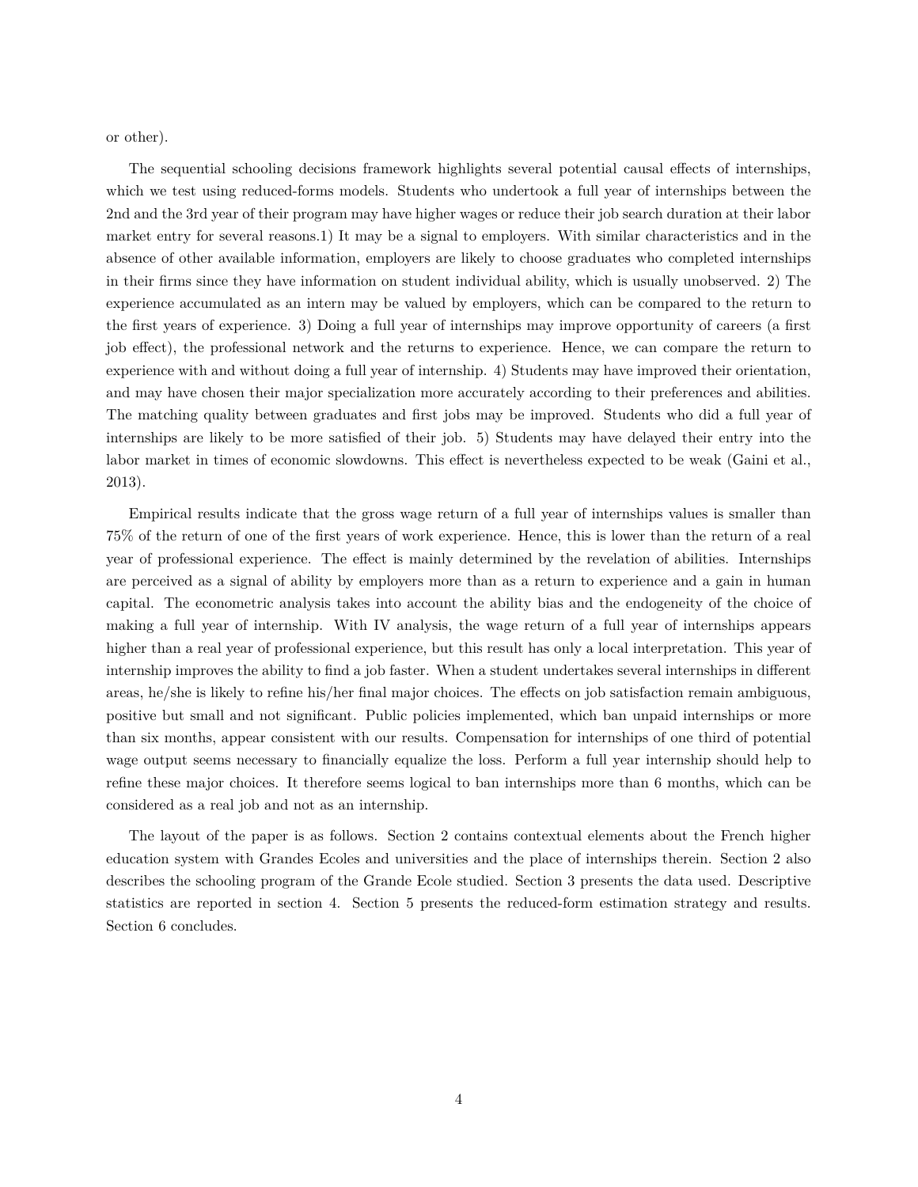or other).

The sequential schooling decisions framework highlights several potential causal effects of internships, which we test using reduced-forms models. Students who undertook a full year of internships between the 2nd and the 3rd year of their program may have higher wages or reduce their job search duration at their labor market entry for several reasons.1) It may be a signal to employers. With similar characteristics and in the absence of other available information, employers are likely to choose graduates who completed internships in their firms since they have information on student individual ability, which is usually unobserved. 2) The experience accumulated as an intern may be valued by employers, which can be compared to the return to the first years of experience. 3) Doing a full year of internships may improve opportunity of careers (a first job effect), the professional network and the returns to experience. Hence, we can compare the return to experience with and without doing a full year of internship. 4) Students may have improved their orientation, and may have chosen their major specialization more accurately according to their preferences and abilities. The matching quality between graduates and first jobs may be improved. Students who did a full year of internships are likely to be more satisfied of their job. 5) Students may have delayed their entry into the labor market in times of economic slowdowns. This effect is nevertheless expected to be weak (Gaini et al., 2013).

Empirical results indicate that the gross wage return of a full year of internships values is smaller than 75% of the return of one of the first years of work experience. Hence, this is lower than the return of a real year of professional experience. The effect is mainly determined by the revelation of abilities. Internships are perceived as a signal of ability by employers more than as a return to experience and a gain in human capital. The econometric analysis takes into account the ability bias and the endogeneity of the choice of making a full year of internship. With IV analysis, the wage return of a full year of internships appears higher than a real year of professional experience, but this result has only a local interpretation. This year of internship improves the ability to find a job faster. When a student undertakes several internships in different areas, he/she is likely to refine his/her final major choices. The effects on job satisfaction remain ambiguous, positive but small and not significant. Public policies implemented, which ban unpaid internships or more than six months, appear consistent with our results. Compensation for internships of one third of potential wage output seems necessary to financially equalize the loss. Perform a full year internship should help to refine these major choices. It therefore seems logical to ban internships more than 6 months, which can be considered as a real job and not as an internship.

The layout of the paper is as follows. Section 2 contains contextual elements about the French higher education system with Grandes Ecoles and universities and the place of internships therein. Section 2 also describes the schooling program of the Grande Ecole studied. Section 3 presents the data used. Descriptive statistics are reported in section 4. Section 5 presents the reduced-form estimation strategy and results. Section 6 concludes.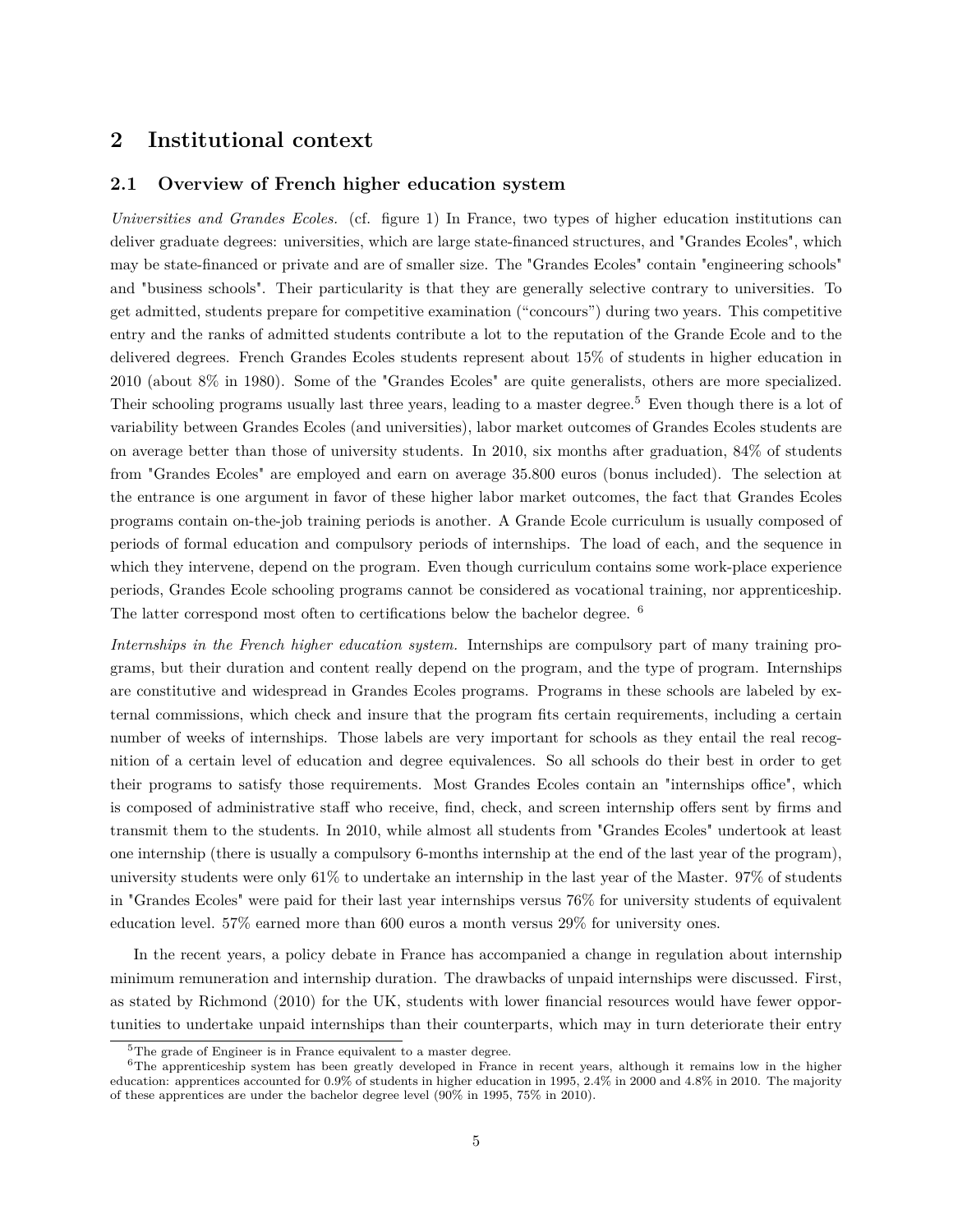## 2 Institutional context

### 2.1 Overview of French higher education system

*Universities and Grandes Ecoles.* (cf. figure 1) In France, two types of higher education institutions can deliver graduate degrees: universities, which are large state-financed structures, and "Grandes Ecoles", which may be state-financed or private and are of smaller size. The "Grandes Ecoles" contain "engineering schools" and "business schools". Their particularity is that they are generally selective contrary to universities. To get admitted, students prepare for competitive examination ("concours") during two years. This competitive entry and the ranks of admitted students contribute a lot to the reputation of the Grande Ecole and to the delivered degrees. French Grandes Ecoles students represent about 15% of students in higher education in 2010 (about 8% in 1980). Some of the "Grandes Ecoles" are quite generalists, others are more specialized. Their schooling programs usually last three years, leading to a master degree.[5] Even though there is a lot of variability between Grandes Ecoles (and universities), labor market outcomes of Grandes Ecoles students are on average better than those of university students. In 2010, six months after graduation, 84% of students from "Grandes Ecoles" are employed and earn on average 35.800 euros (bonus included). The selection at the entrance is one argument in favor of these higher labor market outcomes, the fact that Grandes Ecoles programs contain on-the-job training periods is another. A Grande Ecole curriculum is usually composed of periods of formal education and compulsory periods of internships. The load of each, and the sequence in which they intervene, depend on the program. Even though curriculum contains some work-place experience periods, Grandes Ecole schooling programs cannot be considered as vocational training, nor apprenticeship. The latter correspond most often to certifications below the bachelor degree. [6]

*Internships in the French higher education system.* Internships are compulsory part of many training programs, but their duration and content really depend on the program, and the type of program. Internships are constitutive and widespread in Grandes Ecoles programs. Programs in these schools are labeled by external commissions, which check and insure that the program fits certain requirements, including a certain number of weeks of internships. Those labels are very important for schools as they entail the real recognition of a certain level of education and degree equivalences. So all schools do their best in order to get their programs to satisfy those requirements. Most Grandes Ecoles contain an "internships office", which is composed of administrative staff who receive, find, check, and screen internship offers sent by firms and transmit them to the students. In 2010, while almost all students from "Grandes Ecoles" undertook at least one internship (there is usually a compulsory 6-months internship at the end of the last year of the program), university students were only 61% to undertake an internship in the last year of the Master. 97% of students in "Grandes Ecoles" were paid for their last year internships versus 76% for university students of equivalent education level. 57% earned more than 600 euros a month versus 29% for university ones.

In the recent years, a policy debate in France has accompanied a change in regulation about internship minimum remuneration and internship duration. The drawbacks of unpaid internships were discussed. First, as stated by Richmond (2010) for the UK, students with lower financial resources would have fewer opportunities to undertake unpaid internships than their counterparts, which may in turn deteriorate their entry

[5] The grade of Engineer is in France equivalent to a master degree.

[6] The apprenticeship system has been greatly developed in France in recent years, although it remains low in the higher education: apprentices accounted for 0.9% of students in higher education in 1995, 2.4% in 2000 and 4.8% in 2010. The majority of these apprentices are under the bachelor degree level (90% in 1995, 75% in 2010).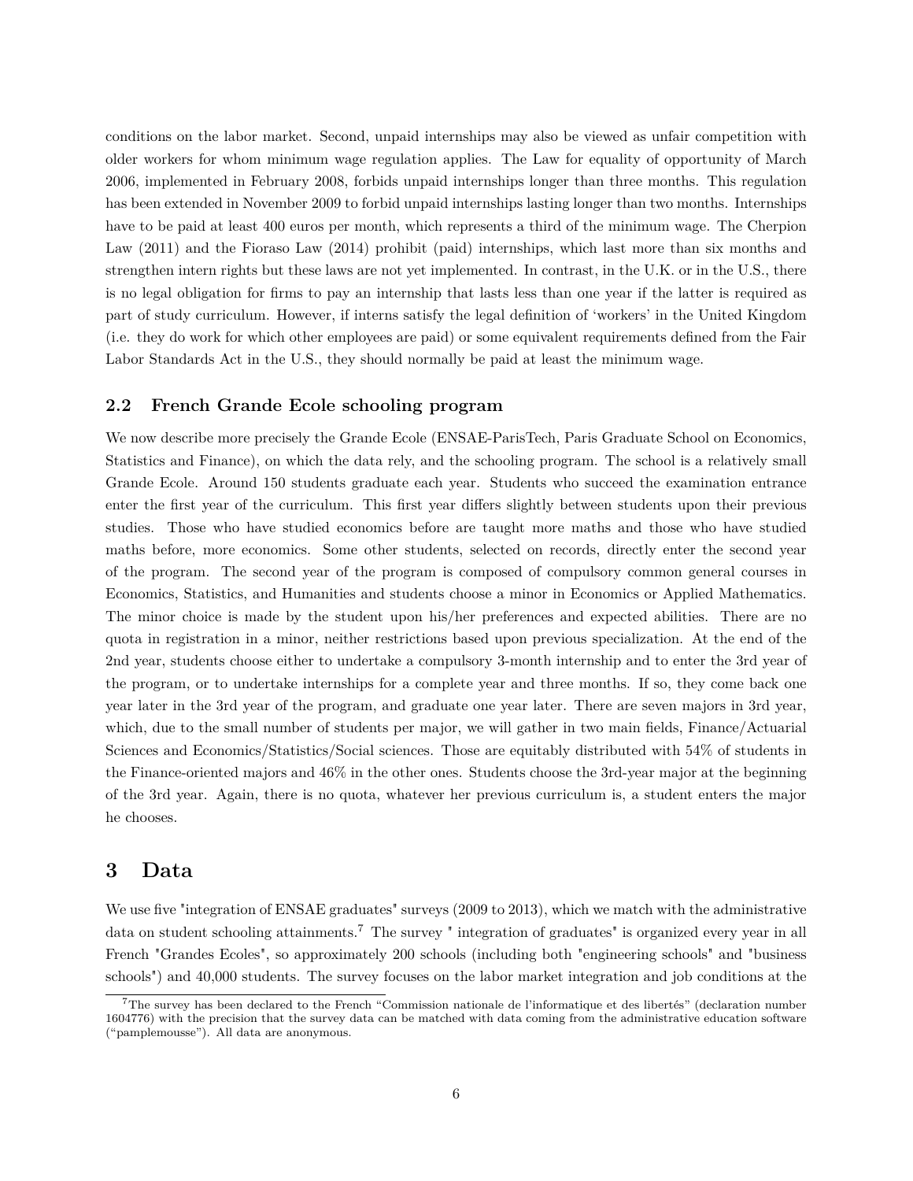conditions on the labor market. Second, unpaid internships may also be viewed as unfair competition with older workers for whom minimum wage regulation applies. The Law for equality of opportunity of March 2006, implemented in February 2008, forbids unpaid internships longer than three months. This regulation has been extended in November 2009 to forbid unpaid internships lasting longer than two months. Internships have to be paid at least 400 euros per month, which represents a third of the minimum wage. The Cherpion Law (2011) and the Fioraso Law (2014) prohibit (paid) internships, which last more than six months and strengthen intern rights but these laws are not yet implemented. In contrast, in the U.K. or in the U.S., there is no legal obligation for firms to pay an internship that lasts less than one year if the latter is required as part of study curriculum. However, if interns satisfy the legal definition of 'workers' in the United Kingdom (i.e. they do work for which other employees are paid) or some equivalent requirements defined from the Fair Labor Standards Act in the U.S., they should normally be paid at least the minimum wage.

### 2.2 French Grande Ecole schooling program

We now describe more precisely the Grande Ecole (ENSAE-ParisTech, Paris Graduate School on Economics, Statistics and Finance), on which the data rely, and the schooling program. The school is a relatively small Grande Ecole. Around 150 students graduate each year. Students who succeed the examination entrance enter the first year of the curriculum. This first year differs slightly between students upon their previous studies. Those who have studied economics before are taught more maths and those who have studied maths before, more economics. Some other students, selected on records, directly enter the second year of the program. The second year of the program is composed of compulsory common general courses in Economics, Statistics, and Humanities and students choose a minor in Economics or Applied Mathematics. The minor choice is made by the student upon his/her preferences and expected abilities. There are no quota in registration in a minor, neither restrictions based upon previous specialization. At the end of the 2nd year, students choose either to undertake a compulsory 3-month internship and to enter the 3rd year of the program, or to undertake internships for a complete year and three months. If so, they come back one year later in the 3rd year of the program, and graduate one year later. There are seven majors in 3rd year, which, due to the small number of students per major, we will gather in two main fields, Finance/Actuarial Sciences and Economics/Statistics/Social sciences. Those are equitably distributed with 54% of students in the Finance-oriented majors and 46% in the other ones. Students choose the 3rd-year major at the beginning of the 3rd year. Again, there is no quota, whatever her previous curriculum is, a student enters the major he chooses.

## 3 Data

We use five "integration of ENSAE graduates" surveys (2009 to 2013), which we match with the administrative data on student schooling attainments.[7] The survey " integration of graduates" is organized every year in all French "Grandes Ecoles", so approximately 200 schools (including both "engineering schools" and "business schools") and 40,000 students. The survey focuses on the labor market integration and job conditions at the

[7] The survey has been declared to the French "Commission nationale de l'informatique et des libertés" (declaration number 1604776) with the precision that the survey data can be matched with data coming from the administrative education software ("pamplemousse"). All data are anonymous.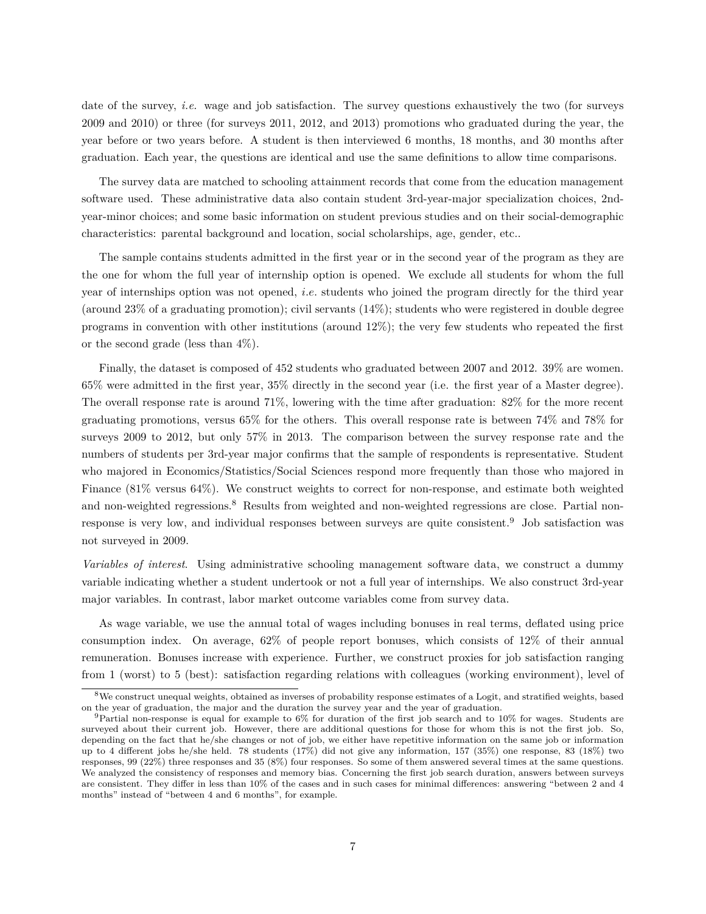date of the survey, *i.e.* wage and job satisfaction. The survey questions exhaustively the two (for surveys 2009 and 2010) or three (for surveys 2011, 2012, and 2013) promotions who graduated during the year, the year before or two years before. A student is then interviewed 6 months, 18 months, and 30 months after graduation. Each year, the questions are identical and use the same definitions to allow time comparisons.

The survey data are matched to schooling attainment records that come from the education management software used. These administrative data also contain student 3rd-year-major specialization choices, 2nd-year-minor choices; and some basic information on student previous studies and on their social-demographic characteristics: parental background and location, social scholarships, age, gender, etc..

The sample contains students admitted in the first year or in the second year of the program as they are the one for whom the full year of internship option is opened. We exclude all students for whom the full year of internships option was not opened, *i.e.* students who joined the program directly for the third year (around 23% of a graduating promotion); civil servants (14%); students who were registered in double degree programs in convention with other institutions (around 12%); the very few students who repeated the first or the second grade (less than 4%).

Finally, the dataset is composed of 452 students who graduated between 2007 and 2012. 39% are women. 65% were admitted in the first year, 35% directly in the second year (i.e. the first year of a Master degree). The overall response rate is around 71%, lowering with the time after graduation: 82% for the more recent graduating promotions, versus 65% for the others. This overall response rate is between 74% and 78% for surveys 2009 to 2012, but only 57% in 2013. The comparison between the survey response rate and the numbers of students per 3rd-year major confirms that the sample of respondents is representative. Student who majored in Economics/Statistics/Social Sciences respond more frequently than those who majored in Finance (81% versus 64%). We construct weights to correct for non-response, and estimate both weighted and non-weighted regressions.[8] Results from weighted and non-weighted regressions are close. Partial non-response is very low, and individual responses between surveys are quite consistent.[9] Job satisfaction was not surveyed in 2009.

*Variables of interest*. Using administrative schooling management software data, we construct a dummy variable indicating whether a student undertook or not a full year of internships. We also construct 3rd-year major variables. In contrast, labor market outcome variables come from survey data.

As wage variable, we use the annual total of wages including bonuses in real terms, deflated using price consumption index. On average, 62% of people report bonuses, which consists of 12% of their annual remuneration. Bonuses increase with experience. Further, we construct proxies for job satisfaction ranging from 1 (worst) to 5 (best): satisfaction regarding relations with colleagues (working environment), level of

---

[8] We construct unequal weights, obtained as inverses of probability response estimates of a Logit, and stratified weights, based on the year of graduation, the major and the duration the survey year and the year of graduation.

[9] Partial non-response is equal for example to 6% for duration of the first job search and to 10% for wages. Students are surveyed about their current job. However, there are additional questions for those for whom this is not the first job. So, depending on the fact that he/she changes or not of job, we either have repetitive information on the same job or information up to 4 different jobs he/she held. 78 students (17%) did not give any information, 157 (35%) one response, 83 (18%) two responses, 99 (22%) three responses and 35 (8%) four responses. So some of them answered several times at the same questions. We analyzed the consistency of responses and memory bias. Concerning the first job search duration, answers between surveys are consistent. They differ in less than 10% of the cases and in such cases for minimal differences: answering "between 2 and 4 months" instead of "between 4 and 6 months", for example.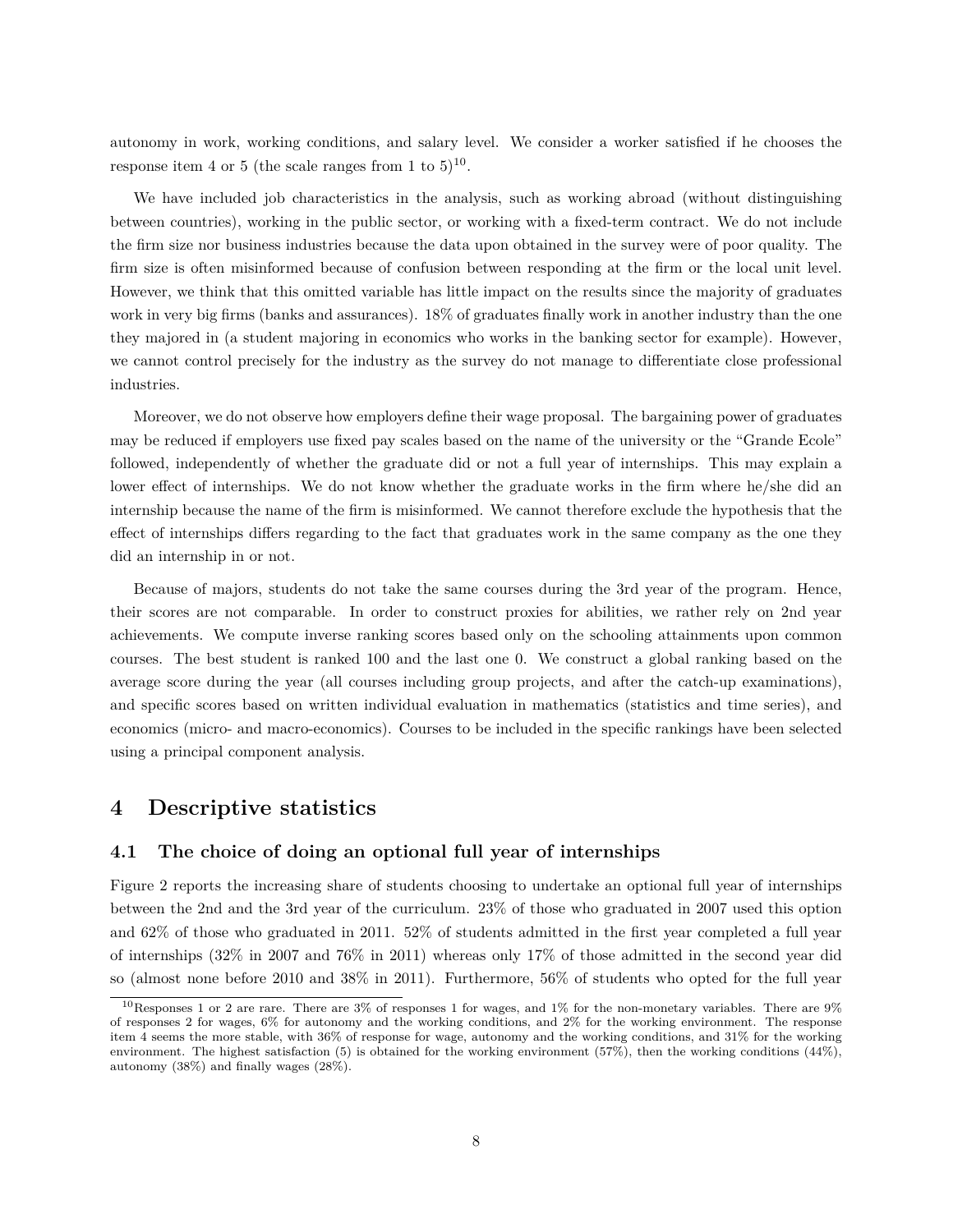autonomy in work, working conditions, and salary level. We consider a worker satisfied if he chooses the response item 4 or 5 (the scale ranges from 1 to 5)[10].

We have included job characteristics in the analysis, such as working abroad (without distinguishing between countries), working in the public sector, or working with a fixed-term contract. We do not include the firm size nor business industries because the data upon obtained in the survey were of poor quality. The firm size is often misinformed because of confusion between responding at the firm or the local unit level. However, we think that this omitted variable has little impact on the results since the majority of graduates work in very big firms (banks and assurances). 18% of graduates finally work in another industry than the one they majored in (a student majoring in economics who works in the banking sector for example). However, we cannot control precisely for the industry as the survey do not manage to differentiate close professional industries.

Moreover, we do not observe how employers define their wage proposal. The bargaining power of graduates may be reduced if employers use fixed pay scales based on the name of the university or the "Grande Ecole" followed, independently of whether the graduate did or not a full year of internships. This may explain a lower effect of internships. We do not know whether the graduate works in the firm where he/she did an internship because the name of the firm is misinformed. We cannot therefore exclude the hypothesis that the effect of internships differs regarding to the fact that graduates work in the same company as the one they did an internship in or not.

Because of majors, students do not take the same courses during the 3rd year of the program. Hence, their scores are not comparable. In order to construct proxies for abilities, we rather rely on 2nd year achievements. We compute inverse ranking scores based only on the schooling attainments upon common courses. The best student is ranked 100 and the last one 0. We construct a global ranking based on the average score during the year (all courses including group projects, and after the catch-up examinations), and specific scores based on written individual evaluation in mathematics (statistics and time series), and economics (micro- and macro-economics). Courses to be included in the specific rankings have been selected using a principal component analysis.

# 4 Descriptive statistics

## 4.1 The choice of doing an optional full year of internships

Figure 2 reports the increasing share of students choosing to undertake an optional full year of internships between the 2nd and the 3rd year of the curriculum. 23% of those who graduated in 2007 used this option and 62% of those who graduated in 2011. 52% of students admitted in the first year completed a full year of internships (32% in 2007 and 76% in 2011) whereas only 17% of those admitted in the second year did so (almost none before 2010 and 38% in 2011). Furthermore, 56% of students who opted for the full year

[10] Responses 1 or 2 are rare. There are 3% of responses 1 for wages, and 1% for the non-monetary variables. There are 9% of responses 2 for wages, 6% for autonomy and the working conditions, and 2% for the working environment. The response item 4 seems the more stable, with 36% of response for wage, autonomy and the working conditions, and 31% for the working environment. The highest satisfaction (5) is obtained for the working environment (57%), then the working conditions (44%), autonomy (38%) and finally wages (28%).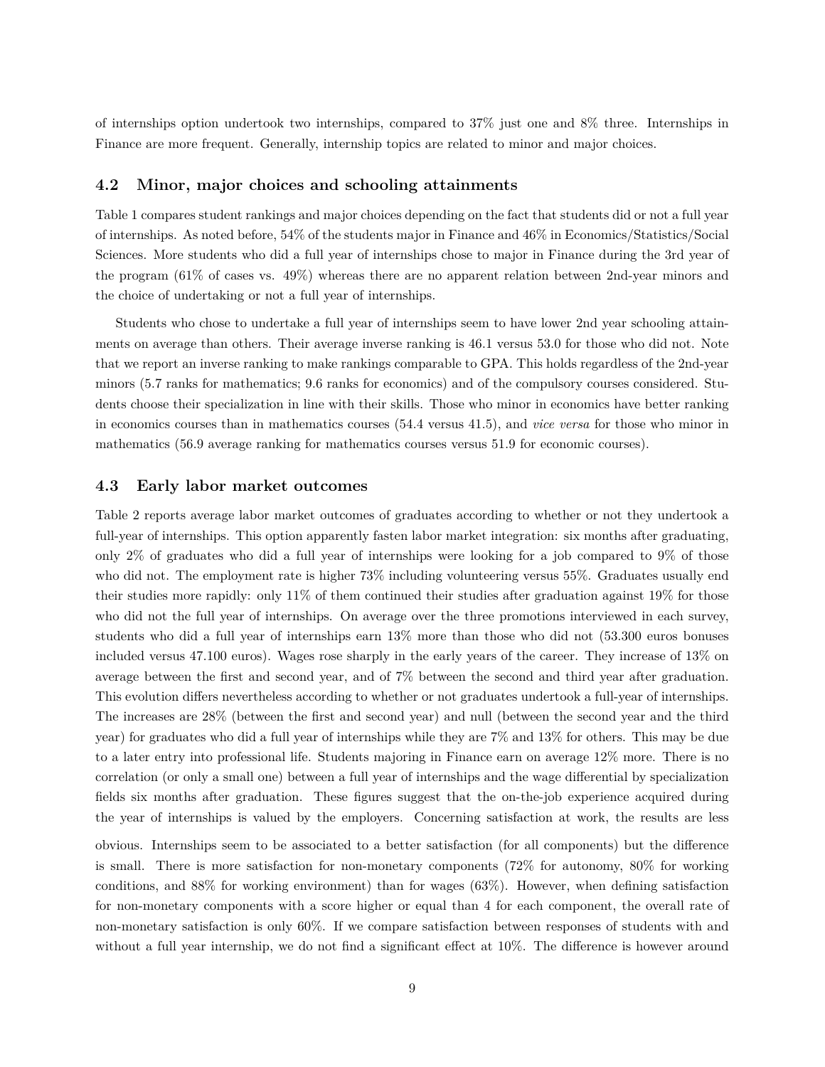of internships option undertook two internships, compared to 37% just one and 8% three. Internships in Finance are more frequent. Generally, internship topics are related to minor and major choices.

### 4.2 Minor, major choices and schooling attainments

Table 1 compares student rankings and major choices depending on the fact that students did or not a full year of internships. As noted before, 54% of the students major in Finance and 46% in Economics/Statistics/Social Sciences. More students who did a full year of internships chose to major in Finance during the 3rd year of the program (61% of cases vs. 49%) whereas there are no apparent relation between 2nd-year minors and the choice of undertaking or not a full year of internships.

Students who chose to undertake a full year of internships seem to have lower 2nd year schooling attainments on average than others. Their average inverse ranking is 46.1 versus 53.0 for those who did not. Note that we report an inverse ranking to make rankings comparable to GPA. This holds regardless of the 2nd-year minors (5.7 ranks for mathematics; 9.6 ranks for economics) and of the compulsory courses considered. Students choose their specialization in line with their skills. Those who minor in economics have better ranking in economics courses than in mathematics courses (54.4 versus 41.5), and *vice versa* for those who minor in mathematics (56.9 average ranking for mathematics courses versus 51.9 for economic courses).

### 4.3 Early labor market outcomes

Table 2 reports average labor market outcomes of graduates according to whether or not they undertook a full-year of internships. This option apparently fasten labor market integration: six months after graduating, only 2% of graduates who did a full year of internships were looking for a job compared to 9% of those who did not. The employment rate is higher 73% including volunteering versus 55%. Graduates usually end their studies more rapidly: only 11% of them continued their studies after graduation against 19% for those who did not the full year of internships. On average over the three promotions interviewed in each survey, students who did a full year of internships earn 13% more than those who did not (53.300 euros bonuses included versus 47.100 euros). Wages rose sharply in the early years of the career. They increase of 13% on average between the first and second year, and of 7% between the second and third year after graduation. This evolution differs nevertheless according to whether or not graduates undertook a full-year of internships. The increases are 28% (between the first and second year) and null (between the second year and the third year) for graduates who did a full year of internships while they are 7% and 13% for others. This may be due to a later entry into professional life. Students majoring in Finance earn on average 12% more. There is no correlation (or only a small one) between a full year of internships and the wage differential by specialization fields six months after graduation. These figures suggest that the on-the-job experience acquired during the year of internships is valued by the employers. Concerning satisfaction at work, the results are less obvious. Internships seem to be associated to a better satisfaction (for all components) but the difference is small. There is more satisfaction for non-monetary components (72% for autonomy, 80% for working conditions, and 88% for working environment) than for wages (63%). However, when defining satisfaction for non-monetary components with a score higher or equal than 4 for each component, the overall rate of non-monetary satisfaction is only 60%. If we compare satisfaction between responses of students with and without a full year internship, we do not find a significant effect at 10%. The difference is however around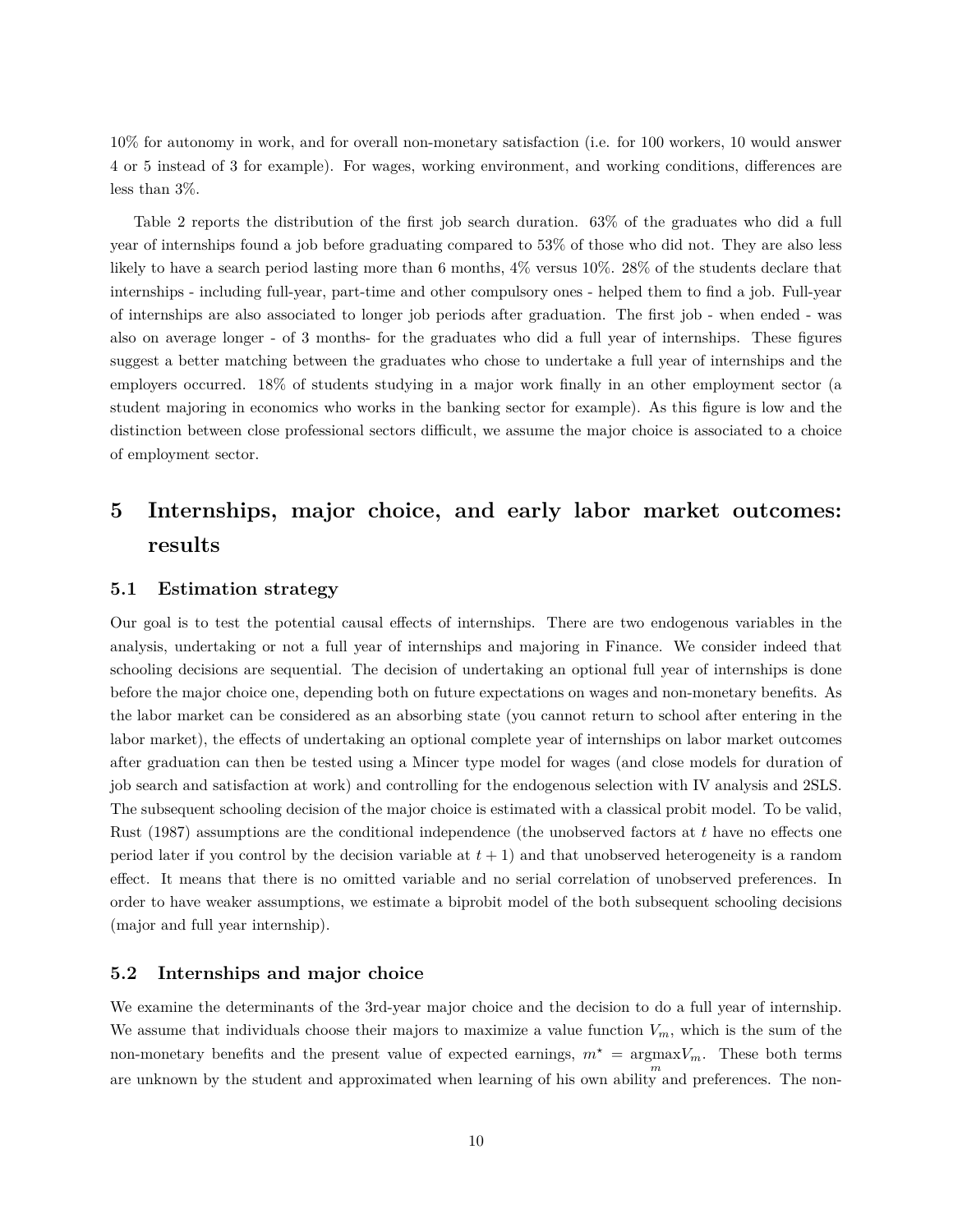10% for autonomy in work, and for overall non-monetary satisfaction (i.e. for 100 workers, 10 would answer 4 or 5 instead of 3 for example). For wages, working environment, and working conditions, differences are less than 3%.

Table 2 reports the distribution of the first job search duration. 63% of the graduates who did a full year of internships found a job before graduating compared to 53% of those who did not. They are also less likely to have a search period lasting more than 6 months, 4% versus 10%. 28% of the students declare that internships - including full-year, part-time and other compulsory ones - helped them to find a job. Full-year of internships are also associated to longer job periods after graduation. The first job - when ended - was also on average longer - of 3 months- for the graduates who did a full year of internships. These figures suggest a better matching between the graduates who chose to undertake a full year of internships and the employers occurred. 18% of students studying in a major work finally in an other employment sector (a student majoring in economics who works in the banking sector for example). As this figure is low and the distinction between close professional sectors difficult, we assume the major choice is associated to a choice of employment sector.

# 5 Internships, major choice, and early labor market outcomes: results

## 5.1 Estimation strategy

Our goal is to test the potential causal effects of internships. There are two endogenous variables in the analysis, undertaking or not a full year of internships and majoring in Finance. We consider indeed that schooling decisions are sequential. The decision of undertaking an optional full year of internships is done before the major choice one, depending both on future expectations on wages and non-monetary benefits. As the labor market can be considered as an absorbing state (you cannot return to school after entering in the labor market), the effects of undertaking an optional complete year of internships on labor market outcomes after graduation can then be tested using a Mincer type model for wages (and close models for duration of job search and satisfaction at work) and controlling for the endogenous selection with IV analysis and 2SLS. The subsequent schooling decision of the major choice is estimated with a classical probit model. To be valid, Rust (1987) assumptions are the conditional independence (the unobserved factors at $t$ have no effects one period later if you control by the decision variable at $t+1$) and that unobserved heterogeneity is a random effect. It means that there is no omitted variable and no serial correlation of unobserved preferences. In order to have weaker assumptions, we estimate a biprobit model of the both subsequent schooling decisions (major and full year internship).

## 5.2 Internships and major choice

We examine the determinants of the 3rd-year major choice and the decision to do a full year of internship. We assume that individuals choose their majors to maximize a value function $V_m$, which is the sum of the non-monetary benefits and the present value of expected earnings, $m^\star = \underset{m}{\operatorname{argmax}} V_m$. These both terms are unknown by the student and approximated when learning of his own ability and preferences. The non-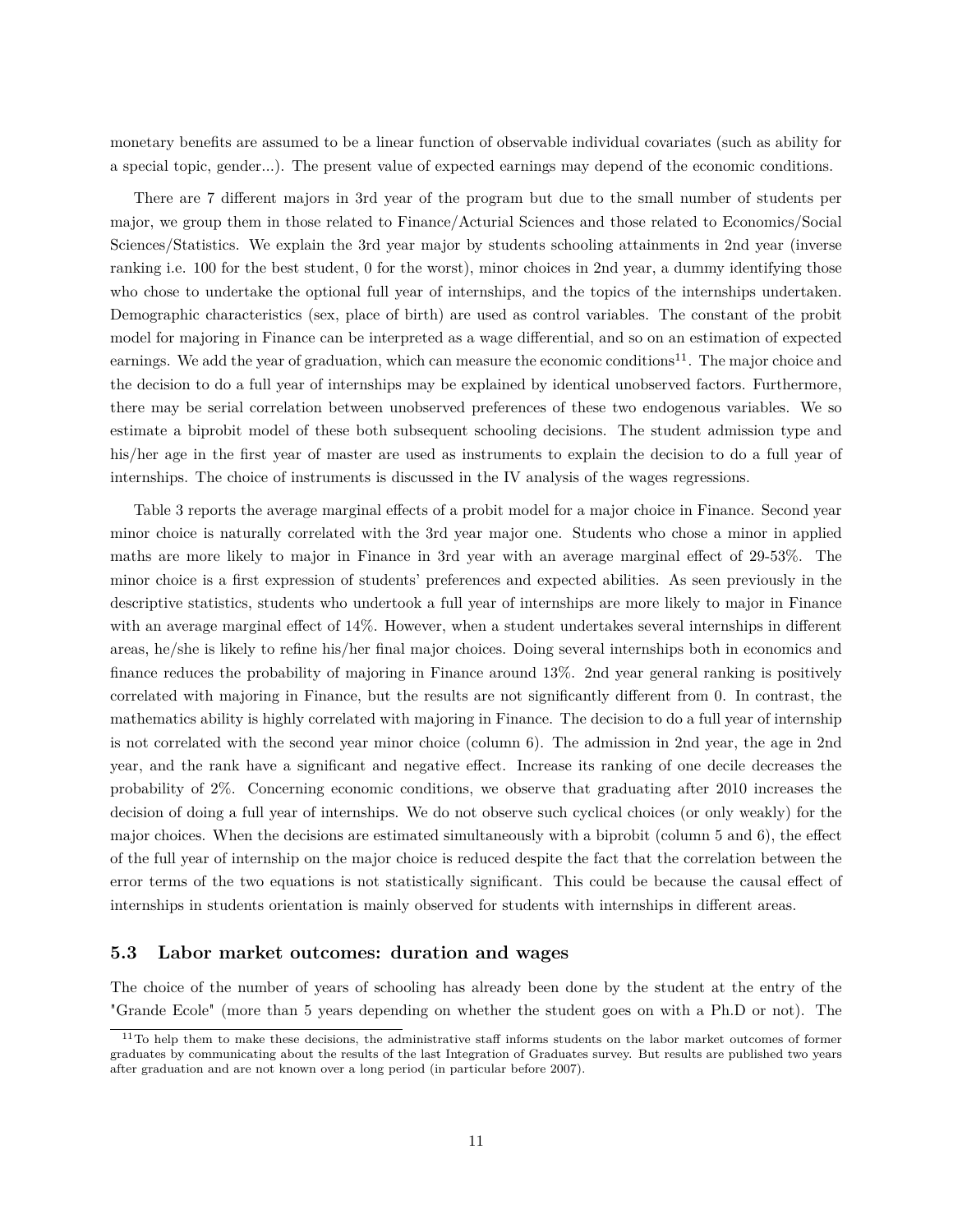monetary benefits are assumed to be a linear function of observable individual covariates (such as ability for a special topic, gender...). The present value of expected earnings may depend of the economic conditions.

There are 7 different majors in 3rd year of the program but due to the small number of students per major, we group them in those related to Finance/Acturial Sciences and those related to Economics/Social Sciences/Statistics. We explain the 3rd year major by students schooling attainments in 2nd year (inverse ranking i.e. 100 for the best student, 0 for the worst), minor choices in 2nd year, a dummy identifying those who chose to undertake the optional full year of internships, and the topics of the internships undertaken. Demographic characteristics (sex, place of birth) are used as control variables. The constant of the probit model for majoring in Finance can be interpreted as a wage differential, and so on an estimation of expected earnings. We add the year of graduation, which can measure the economic conditions[11]. The major choice and the decision to do a full year of internships may be explained by identical unobserved factors. Furthermore, there may be serial correlation between unobserved preferences of these two endogenous variables. We so estimate a biprobit model of these both subsequent schooling decisions. The student admission type and his/her age in the first year of master are used as instruments to explain the decision to do a full year of internships. The choice of instruments is discussed in the IV analysis of the wages regressions.

Table 3 reports the average marginal effects of a probit model for a major choice in Finance. Second year minor choice is naturally correlated with the 3rd year major one. Students who chose a minor in applied maths are more likely to major in Finance in 3rd year with an average marginal effect of 29-53%. The minor choice is a first expression of students' preferences and expected abilities. As seen previously in the descriptive statistics, students who undertook a full year of internships are more likely to major in Finance with an average marginal effect of 14%. However, when a student undertakes several internships in different areas, he/she is likely to refine his/her final major choices. Doing several internships both in economics and finance reduces the probability of majoring in Finance around 13%. 2nd year general ranking is positively correlated with majoring in Finance, but the results are not significantly different from 0. In contrast, the mathematics ability is highly correlated with majoring in Finance. The decision to do a full year of internship is not correlated with the second year minor choice (column 6). The admission in 2nd year, the age in 2nd year, and the rank have a significant and negative effect. Increase its ranking of one decile decreases the probability of 2%. Concerning economic conditions, we observe that graduating after 2010 increases the decision of doing a full year of internships. We do not observe such cyclical choices (or only weakly) for the major choices. When the decisions are estimated simultaneously with a biprobit (column 5 and 6), the effect of the full year of internship on the major choice is reduced despite the fact that the correlation between the error terms of the two equations is not statistically significant. This could be because the causal effect of internships in students orientation is mainly observed for students with internships in different areas.

### 5.3 Labor market outcomes: duration and wages

The choice of the number of years of schooling has already been done by the student at the entry of the "Grande Ecole" (more than 5 years depending on whether the student goes on with a Ph.D or not). The

[11] To help them to make these decisions, the administrative staff informs students on the labor market outcomes of former graduates by communicating about the results of the last Integration of Graduates survey. But results are published two years after graduation and are not known over a long period (in particular before 2007).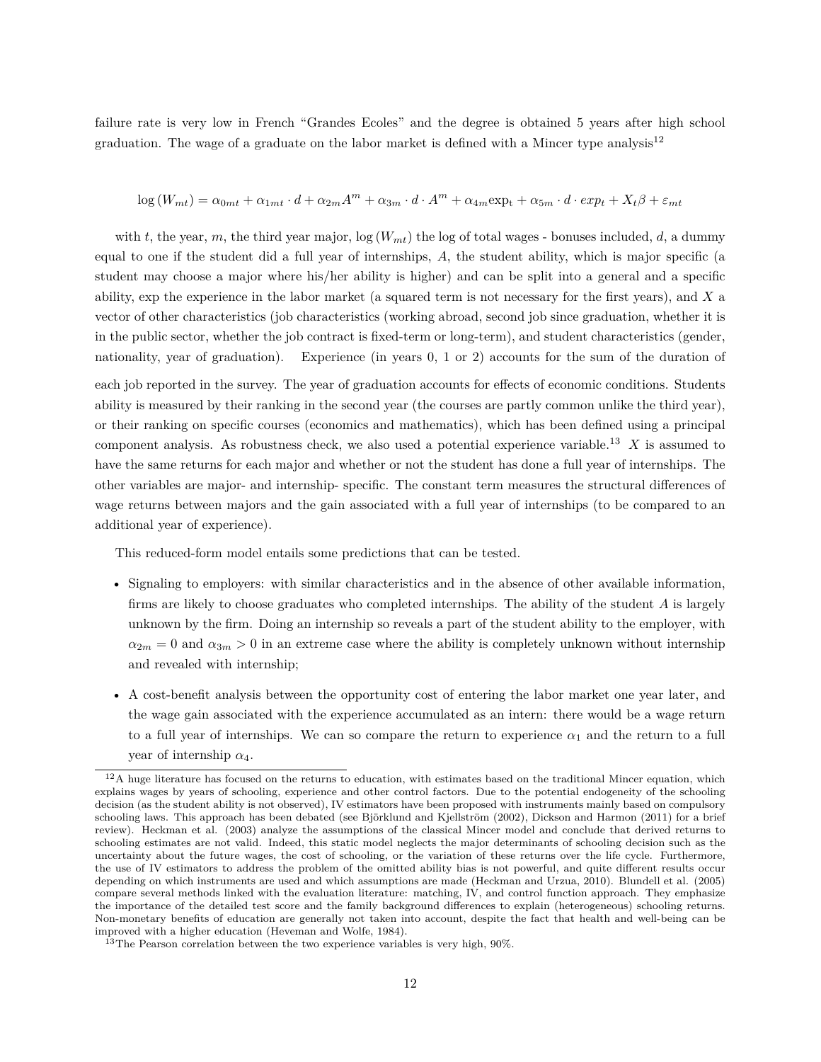failure rate is very low in French "Grandes Ecoles" and the degree is obtained 5 years after high school graduation. The wage of a graduate on the labor market is defined with a Mincer type analysis[12]

$$\log\left(W_{mt}\right) = \alpha_{0mt} + \alpha_{1mt} \cdot d + \alpha_{2m} A^{m} + \alpha_{3m} \cdot d \cdot A^{m} + \alpha_{4m} \mathrm{exp_t} + \alpha_{5m} \cdot d \cdot exp_{t} + X_{t}\beta + \varepsilon_{mt}$$

with $t$, the year, $m$, the third year major, $\log\left(W_{mt}\right)$ the log of total wages - bonuses included, $d$, a dummy equal to one if the student did a full year of internships, $A$, the student ability, which is major specific (a student may choose a major where his/her ability is higher) and can be split into a general and a specific ability, exp the experience in the labor market (a squared term is not necessary for the first years), and $X$ a vector of other characteristics (job characteristics (working abroad, second job since graduation, whether it is in the public sector, whether the job contract is fixed-term or long-term), and student characteristics (gender, nationality, year of graduation). Experience (in years 0, 1 or 2) accounts for the sum of the duration of each job reported in the survey. The year of graduation accounts for effects of economic conditions. Students ability is measured by their ranking in the second year (the courses are partly common unlike the third year), or their ranking on specific courses (economics and mathematics), which has been defined using a principal component analysis. As robustness check, we also used a potential experience variable.[13] $X$ is assumed to have the same returns for each major and whether or not the student has done a full year of internships. The other variables are major- and internship- specific. The constant term measures the structural differences of wage returns between majors and the gain associated with a full year of internships (to be compared to an additional year of experience).

This reduced-form model entails some predictions that can be tested.

- Signaling to employers: with similar characteristics and in the absence of other available information, firms are likely to choose graduates who completed internships. The ability of the student $A$ is largely unknown by the firm. Doing an internship so reveals a part of the student ability to the employer, with $\alpha_{2m} = 0$ and $\alpha_{3m} > 0$ in an extreme case where the ability is completely unknown without internship and revealed with internship;
- A cost-benefit analysis between the opportunity cost of entering the labor market one year later, and the wage gain associated with the experience accumulated as an intern: there would be a wage return to a full year of internships. We can so compare the return to experience $\alpha_1$ and the return to a full year of internship $\alpha_4$.

[12] A huge literature has focused on the returns to education, with estimates based on the traditional Mincer equation, which explains wages by years of schooling, experience and other control factors. Due to the potential endogeneity of the schooling decision (as the student ability is not observed), IV estimators have been proposed with instruments mainly based on compulsory schooling laws. This approach has been debated (see Björklund and Kjellström (2002), Dickson and Harmon (2011) for a brief review). Heckman et al. (2003) analyze the assumptions of the classical Mincer model and conclude that derived returns to schooling estimates are not valid. Indeed, this static model neglects the major determinants of schooling decision such as the uncertainty about the future wages, the cost of schooling, or the variation of these returns over the life cycle. Furthermore, the use of IV estimators to address the problem of the omitted ability bias is not powerful, and quite different results occur depending on which instruments are used and which assumptions are made (Heckman and Urzua, 2010). Blundell et al. (2005) compare several methods linked with the evaluation literature: matching, IV, and control function approach. They emphasize the importance of the detailed test score and the family background differences to explain (heterogeneous) schooling returns. Non-monetary benefits of education are generally not taken into account, despite the fact that health and well-being can be improved with a higher education (Heveman and Wolfe, 1984).

[13] The Pearson correlation between the two experience variables is very high, 90%.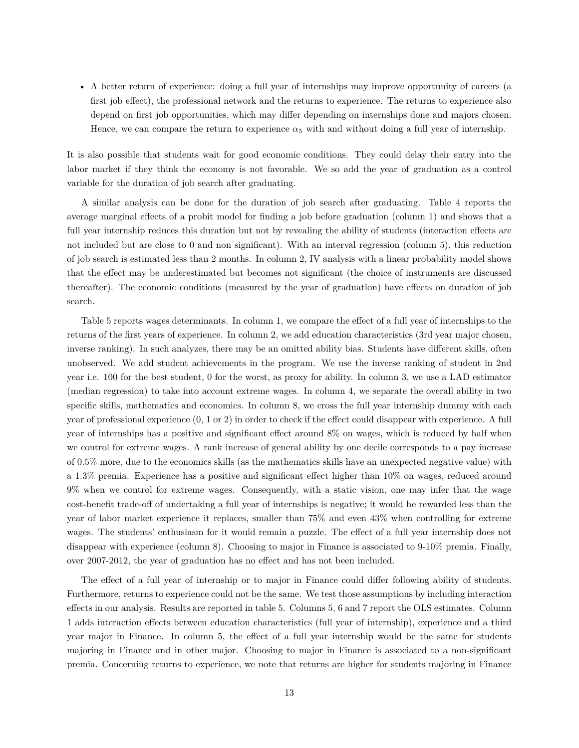- A better return of experience: doing a full year of internships may improve opportunity of careers (a first job effect), the professional network and the returns to experience. The returns to experience also depend on first job opportunities, which may differ depending on internships done and majors chosen. Hence, we can compare the return to experience $\alpha_5$ with and without doing a full year of internship.

It is also possible that students wait for good economic conditions. They could delay their entry into the labor market if they think the economy is not favorable. We so add the year of graduation as a control variable for the duration of job search after graduating.

A similar analysis can be done for the duration of job search after graduating. Table 4 reports the average marginal effects of a probit model for finding a job before graduation (column 1) and shows that a full year internship reduces this duration but not by revealing the ability of students (interaction effects are not included but are close to 0 and non significant). With an interval regression (column 5), this reduction of job search is estimated less than 2 months. In column 2, IV analysis with a linear probability model shows that the effect may be underestimated but becomes not significant (the choice of instruments are discussed thereafter). The economic conditions (measured by the year of graduation) have effects on duration of job search.

Table 5 reports wages determinants. In column 1, we compare the effect of a full year of internships to the returns of the first years of experience. In column 2, we add education characteristics (3rd year major chosen, inverse ranking). In such analyzes, there may be an omitted ability bias. Students have different skills, often unobserved. We add student achievements in the program. We use the inverse ranking of student in 2nd year i.e. 100 for the best student, 0 for the worst, as proxy for ability. In column 3, we use a LAD estimator (median regression) to take into account extreme wages. In column 4, we separate the overall ability in two specific skills, mathematics and economics. In column 8, we cross the full year internship dummy with each year of professional experience (0, 1 or 2) in order to check if the effect could disappear with experience. A full year of internships has a positive and significant effect around 8% on wages, which is reduced by half when we control for extreme wages. A rank increase of general ability by one decile corresponds to a pay increase of 0.5% more, due to the economics skills (as the mathematics skills have an unexpected negative value) with a 1.3% premia. Experience has a positive and significant effect higher than 10% on wages, reduced around 9% when we control for extreme wages. Consequently, with a static vision, one may infer that the wage cost-benefit trade-off of undertaking a full year of internships is negative; it would be rewarded less than the year of labor market experience it replaces, smaller than 75% and even 43% when controlling for extreme wages. The students' enthusiasm for it would remain a puzzle. The effect of a full year internship does not disappear with experience (column 8). Choosing to major in Finance is associated to 9-10% premia. Finally, over 2007-2012, the year of graduation has no effect and has not been included.

The effect of a full year of internship or to major in Finance could differ following ability of students. Furthermore, returns to experience could not be the same. We test those assumptions by including interaction effects in our analysis. Results are reported in table 5. Columns 5, 6 and 7 report the OLS estimates. Column 1 adds interaction effects between education characteristics (full year of internship), experience and a third year major in Finance. In column 5, the effect of a full year internship would be the same for students majoring in Finance and in other major. Choosing to major in Finance is associated to a non-significant premia. Concerning returns to experience, we note that returns are higher for students majoring in Finance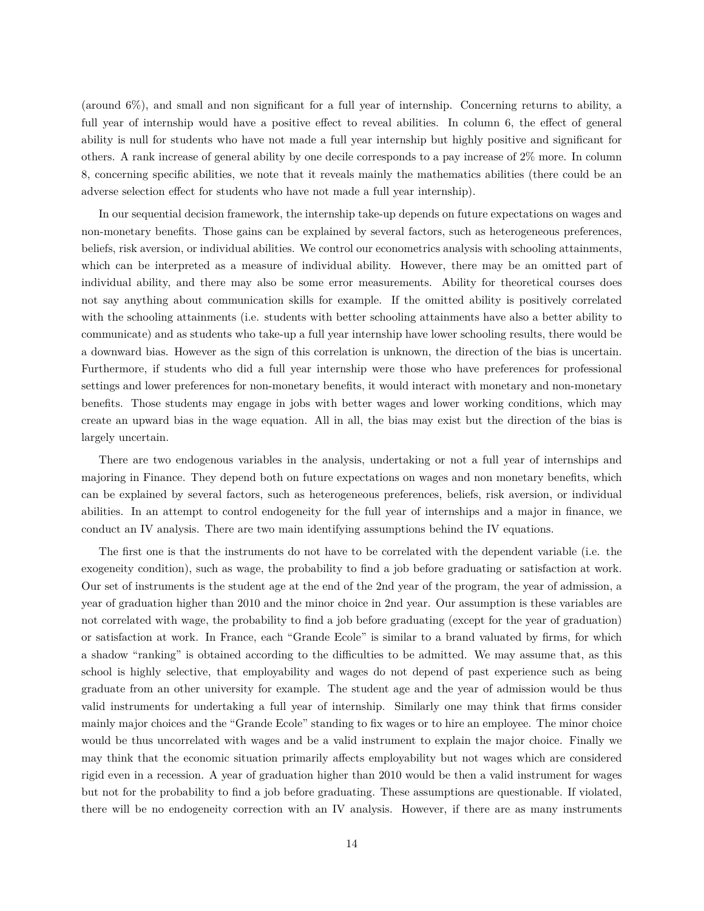(around 6%), and small and non significant for a full year of internship. Concerning returns to ability, a full year of internship would have a positive effect to reveal abilities. In column 6, the effect of general ability is null for students who have not made a full year internship but highly positive and significant for others. A rank increase of general ability by one decile corresponds to a pay increase of 2% more. In column 8, concerning specific abilities, we note that it reveals mainly the mathematics abilities (there could be an adverse selection effect for students who have not made a full year internship).

In our sequential decision framework, the internship take-up depends on future expectations on wages and non-monetary benefits. Those gains can be explained by several factors, such as heterogeneous preferences, beliefs, risk aversion, or individual abilities. We control our econometrics analysis with schooling attainments, which can be interpreted as a measure of individual ability. However, there may be an omitted part of individual ability, and there may also be some error measurements. Ability for theoretical courses does not say anything about communication skills for example. If the omitted ability is positively correlated with the schooling attainments (i.e. students with better schooling attainments have also a better ability to communicate) and as students who take-up a full year internship have lower schooling results, there would be a downward bias. However as the sign of this correlation is unknown, the direction of the bias is uncertain. Furthermore, if students who did a full year internship were those who have preferences for professional settings and lower preferences for non-monetary benefits, it would interact with monetary and non-monetary benefits. Those students may engage in jobs with better wages and lower working conditions, which may create an upward bias in the wage equation. All in all, the bias may exist but the direction of the bias is largely uncertain.

There are two endogenous variables in the analysis, undertaking or not a full year of internships and majoring in Finance. They depend both on future expectations on wages and non monetary benefits, which can be explained by several factors, such as heterogeneous preferences, beliefs, risk aversion, or individual abilities. In an attempt to control endogeneity for the full year of internships and a major in finance, we conduct an IV analysis. There are two main identifying assumptions behind the IV equations.

The first one is that the instruments do not have to be correlated with the dependent variable (i.e. the exogeneity condition), such as wage, the probability to find a job before graduating or satisfaction at work. Our set of instruments is the student age at the end of the 2nd year of the program, the year of admission, a year of graduation higher than 2010 and the minor choice in 2nd year. Our assumption is these variables are not correlated with wage, the probability to find a job before graduating (except for the year of graduation) or satisfaction at work. In France, each "Grande Ecole" is similar to a brand valuated by firms, for which a shadow "ranking" is obtained according to the difficulties to be admitted. We may assume that, as this school is highly selective, that employability and wages do not depend of past experience such as being graduate from an other university for example. The student age and the year of admission would be thus valid instruments for undertaking a full year of internship. Similarly one may think that firms consider mainly major choices and the "Grande Ecole" standing to fix wages or to hire an employee. The minor choice would be thus uncorrelated with wages and be a valid instrument to explain the major choice. Finally we may think that the economic situation primarily affects employability but not wages which are considered rigid even in a recession. A year of graduation higher than 2010 would be then a valid instrument for wages but not for the probability to find a job before graduating. These assumptions are questionable. If violated, there will be no endogeneity correction with an IV analysis. However, if there are as many instruments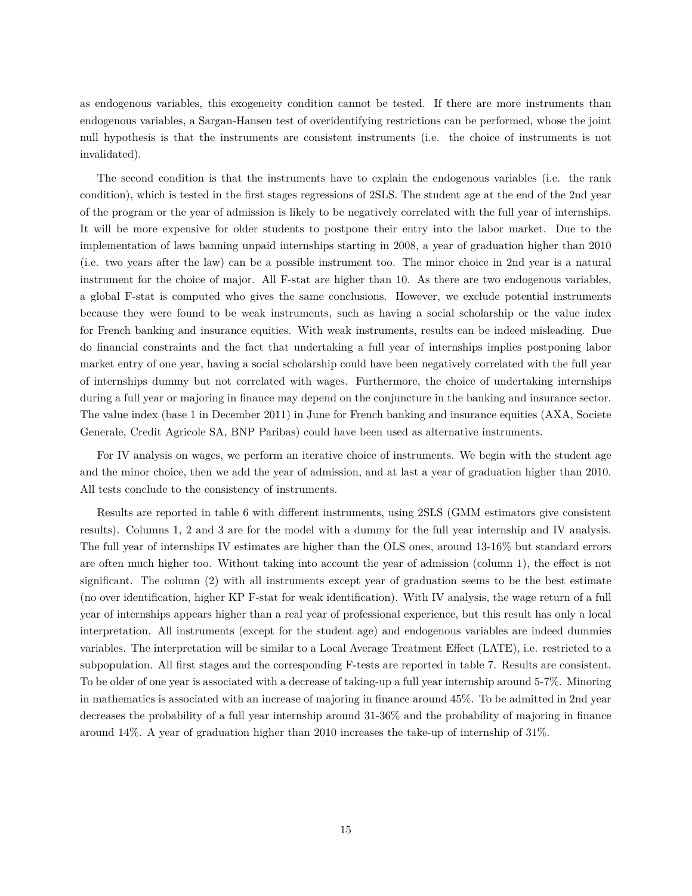as endogenous variables, this exogeneity condition cannot be tested. If there are more instruments than endogenous variables, a Sargan-Hansen test of overidentifying restrictions can be performed, whose the joint null hypothesis is that the instruments are consistent instruments (i.e. the choice of instruments is not invalidated).

The second condition is that the instruments have to explain the endogenous variables (i.e. the rank condition), which is tested in the first stages regressions of 2SLS. The student age at the end of the 2nd year of the program or the year of admission is likely to be negatively correlated with the full year of internships. It will be more expensive for older students to postpone their entry into the labor market. Due to the implementation of laws banning unpaid internships starting in 2008, a year of graduation higher than 2010 (i.e. two years after the law) can be a possible instrument too. The minor choice in 2nd year is a natural instrument for the choice of major. All F-stat are higher than 10. As there are two endogenous variables, a global F-stat is computed who gives the same conclusions. However, we exclude potential instruments because they were found to be weak instruments, such as having a social scholarship or the value index for French banking and insurance equities. With weak instruments, results can be indeed misleading. Due do financial constraints and the fact that undertaking a full year of internships implies postponing labor market entry of one year, having a social scholarship could have been negatively correlated with the full year of internships dummy but not correlated with wages. Furthermore, the choice of undertaking internships during a full year or majoring in finance may depend on the conjuncture in the banking and insurance sector. The value index (base 1 in December 2011) in June for French banking and insurance equities (AXA, Societe Generale, Credit Agricole SA, BNP Paribas) could have been used as alternative instruments.

For IV analysis on wages, we perform an iterative choice of instruments. We begin with the student age and the minor choice, then we add the year of admission, and at last a year of graduation higher than 2010. All tests conclude to the consistency of instruments.

Results are reported in table 6 with different instruments, using 2SLS (GMM estimators give consistent results). Columns 1, 2 and 3 are for the model with a dummy for the full year internship and IV analysis. The full year of internships IV estimates are higher than the OLS ones, around 13-16% but standard errors are often much higher too. Without taking into account the year of admission (column 1), the effect is not significant. The column (2) with all instruments except year of graduation seems to be the best estimate (no over identification, higher KP F-stat for weak identification). With IV analysis, the wage return of a full year of internships appears higher than a real year of professional experience, but this result has only a local interpretation. All instruments (except for the student age) and endogenous variables are indeed dummies variables. The interpretation will be similar to a Local Average Treatment Effect (LATE), i.e. restricted to a subpopulation. All first stages and the corresponding F-tests are reported in table 7. Results are consistent. To be older of one year is associated with a decrease of taking-up a full year internship around 5-7%. Minoring in mathematics is associated with an increase of majoring in finance around 45%. To be admitted in 2nd year decreases the probability of a full year internship around 31-36% and the probability of majoring in finance around 14%. A year of graduation higher than 2010 increases the take-up of internship of 31%.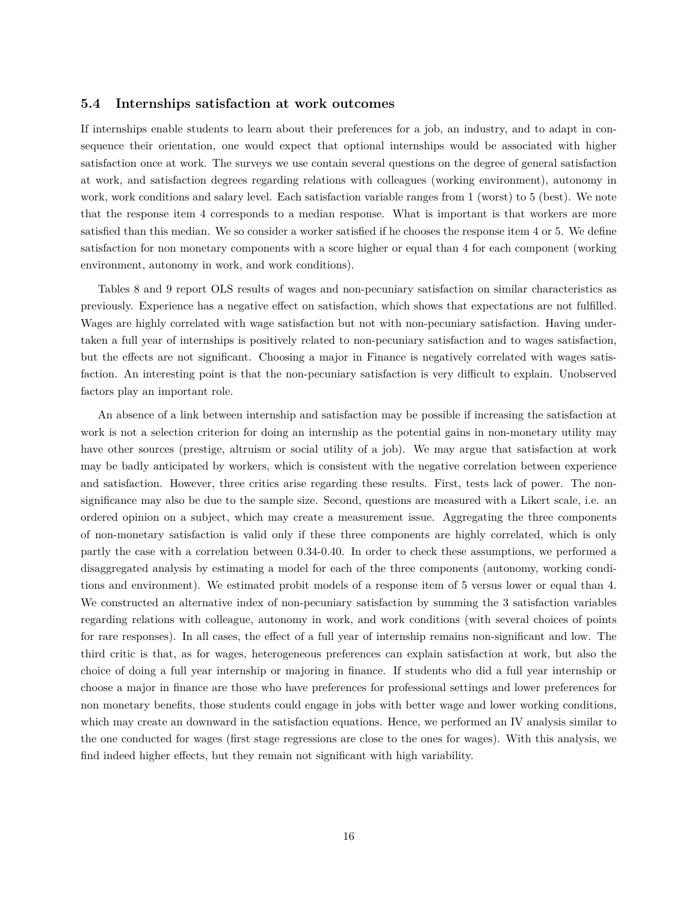### 5.4 Internships satisfaction at work outcomes

If internships enable students to learn about their preferences for a job, an industry, and to adapt in consequence their orientation, one would expect that optional internships would be associated with higher satisfaction once at work. The surveys we use contain several questions on the degree of general satisfaction at work, and satisfaction degrees regarding relations with colleagues (working environment), autonomy in work, work conditions and salary level. Each satisfaction variable ranges from 1 (worst) to 5 (best). We note that the response item 4 corresponds to a median response. What is important is that workers are more satisfied than this median. We so consider a worker satisfied if he chooses the response item 4 or 5. We define satisfaction for non monetary components with a score higher or equal than 4 for each component (working environment, autonomy in work, and work conditions).

Tables 8 and 9 report OLS results of wages and non-pecuniary satisfaction on similar characteristics as previously. Experience has a negative effect on satisfaction, which shows that expectations are not fulfilled. Wages are highly correlated with wage satisfaction but not with non-pecuniary satisfaction. Having undertaken a full year of internships is positively related to non-pecuniary satisfaction and to wages satisfaction, but the effects are not significant. Choosing a major in Finance is negatively correlated with wages satisfaction. An interesting point is that the non-pecuniary satisfaction is very difficult to explain. Unobserved factors play an important role.

An absence of a link between internship and satisfaction may be possible if increasing the satisfaction at work is not a selection criterion for doing an internship as the potential gains in non-monetary utility may have other sources (prestige, altruism or social utility of a job). We may argue that satisfaction at work may be badly anticipated by workers, which is consistent with the negative correlation between experience and satisfaction. However, three critics arise regarding these results. First, tests lack of power. The non-significance may also be due to the sample size. Second, questions are measured with a Likert scale, i.e. an ordered opinion on a subject, which may create a measurement issue. Aggregating the three components of non-monetary satisfaction is valid only if these three components are highly correlated, which is only partly the case with a correlation between 0.34-0.40. In order to check these assumptions, we performed a disaggregated analysis by estimating a model for each of the three components (autonomy, working conditions and environment). We estimated probit models of a response item of 5 versus lower or equal than 4. We constructed an alternative index of non-pecuniary satisfaction by summing the 3 satisfaction variables regarding relations with colleague, autonomy in work, and work conditions (with several choices of points for rare responses). In all cases, the effect of a full year of internship remains non-significant and low. The third critic is that, as for wages, heterogeneous preferences can explain satisfaction at work, but also the choice of doing a full year internship or majoring in finance. If students who did a full year internship or choose a major in finance are those who have preferences for professional settings and lower preferences for non monetary benefits, those students could engage in jobs with better wage and lower working conditions, which may create an downward in the satisfaction equations. Hence, we performed an IV analysis similar to the one conducted for wages (first stage regressions are close to the ones for wages). With this analysis, we find indeed higher effects, but they remain not significant with high variability.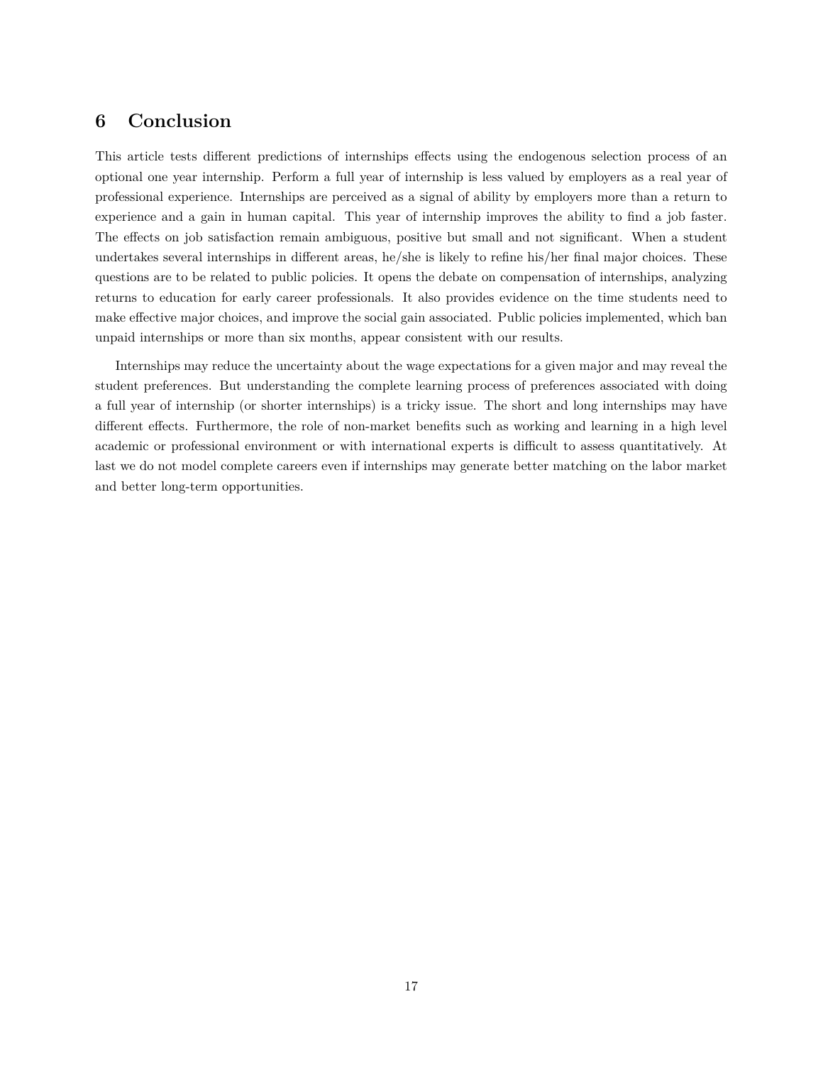## 6 Conclusion

This article tests different predictions of internships effects using the endogenous selection process of an optional one year internship. Perform a full year of internship is less valued by employers as a real year of professional experience. Internships are perceived as a signal of ability by employers more than a return to experience and a gain in human capital. This year of internship improves the ability to find a job faster. The effects on job satisfaction remain ambiguous, positive but small and not significant. When a student undertakes several internships in different areas, he/she is likely to refine his/her final major choices. These questions are to be related to public policies. It opens the debate on compensation of internships, analyzing returns to education for early career professionals. It also provides evidence on the time students need to make effective major choices, and improve the social gain associated. Public policies implemented, which ban unpaid internships or more than six months, appear consistent with our results.

Internships may reduce the uncertainty about the wage expectations for a given major and may reveal the student preferences. But understanding the complete learning process of preferences associated with doing a full year of internship (or shorter internships) is a tricky issue. The short and long internships may have different effects. Furthermore, the role of non-market benefits such as working and learning in a high level academic or professional environment or with international experts is difficult to assess quantitatively. At last we do not model complete careers even if internships may generate better matching on the labor market and better long-term opportunities.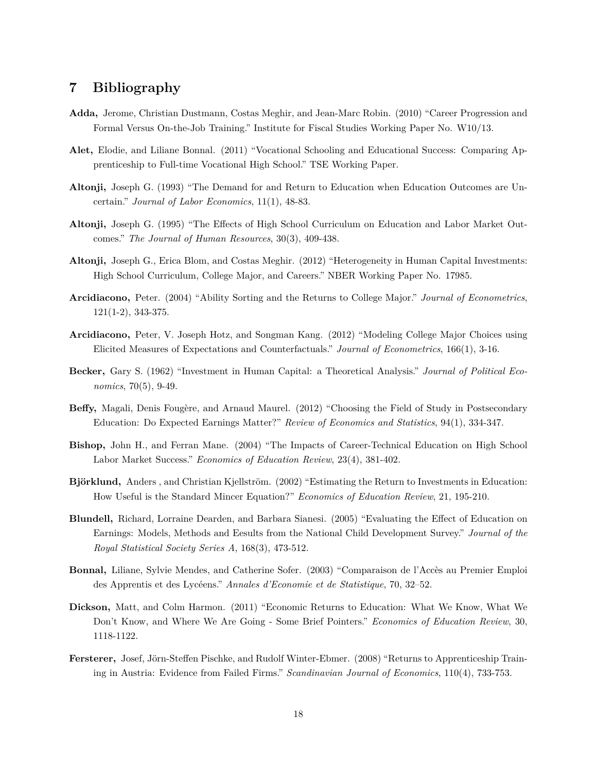## 7 Bibliography

**Adda,** Jerome, Christian Dustmann, Costas Meghir, and Jean-Marc Robin. (2010) "Career Progression and Formal Versus On-the-Job Training." Institute for Fiscal Studies Working Paper No. W10/13.

**Alet,** Elodie, and Liliane Bonnal. (2011) "Vocational Schooling and Educational Success: Comparing Apprenticeship to Full-time Vocational High School." TSE Working Paper.

**Altonji,** Joseph G. (1993) "The Demand for and Return to Education when Education Outcomes are Uncertain." *Journal of Labor Economics*, 11(1), 48-83.

**Altonji,** Joseph G. (1995) "The Effects of High School Curriculum on Education and Labor Market Outcomes." *The Journal of Human Resources*, 30(3), 409-438.

**Altonji,** Joseph G., Erica Blom, and Costas Meghir. (2012) "Heterogeneity in Human Capital Investments: High School Curriculum, College Major, and Careers." NBER Working Paper No. 17985.

**Arcidiacono,** Peter. (2004) "Ability Sorting and the Returns to College Major." *Journal of Econometrics*, 121(1-2), 343-375.

**Arcidiacono,** Peter, V. Joseph Hotz, and Songman Kang. (2012) "Modeling College Major Choices using Elicited Measures of Expectations and Counterfactuals." *Journal of Econometrics*, 166(1), 3-16.

**Becker,** Gary S. (1962) "Investment in Human Capital: a Theoretical Analysis." *Journal of Political Economics*, 70(5), 9-49.

**Beffy,** Magali, Denis Fougère, and Arnaud Maurel. (2012) "Choosing the Field of Study in Postsecondary Education: Do Expected Earnings Matter?" *Review of Economics and Statistics*, 94(1), 334-347.

**Bishop,** John H., and Ferran Mane. (2004) "The Impacts of Career-Technical Education on High School Labor Market Success." *Economics of Education Review*, 23(4), 381-402.

**Björklund,** Anders , and Christian Kjellström. (2002) "Estimating the Return to Investments in Education: How Useful is the Standard Mincer Equation?" *Economics of Education Review*, 21, 195-210.

**Blundell,** Richard, Lorraine Dearden, and Barbara Sianesi. (2005) "Evaluating the Effect of Education on Earnings: Models, Methods and Eesults from the National Child Development Survey." *Journal of the Royal Statistical Society Series A*, 168(3), 473-512.

**Bonnal,** Liliane, Sylvie Mendes, and Catherine Sofer. (2003) "Comparaison de l'Accès au Premier Emploi des Apprentis et des Lycéens." *Annales d'Economie et de Statistique*, 70, 32–52.

**Dickson,** Matt, and Colm Harmon. (2011) "Economic Returns to Education: What We Know, What We Don't Know, and Where We Are Going - Some Brief Pointers." *Economics of Education Review*, 30, 1118-1122.

**Fersterer,** Josef, Jörn-Steffen Pischke, and Rudolf Winter-Ebmer. (2008) "Returns to Apprenticeship Training in Austria: Evidence from Failed Firms." *Scandinavian Journal of Economics*, 110(4), 733-753.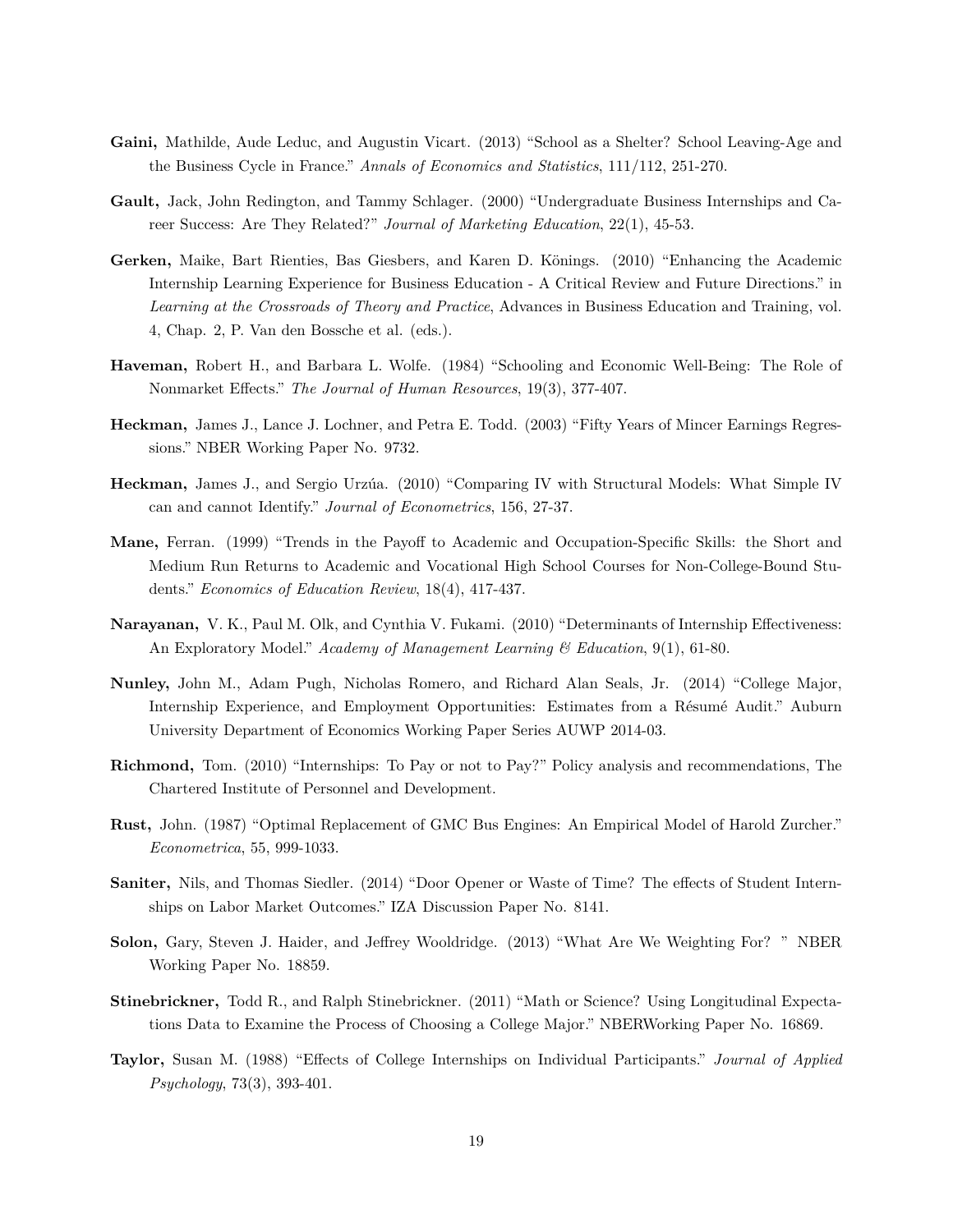**Gaini,** Mathilde, Aude Leduc, and Augustin Vicart. (2013) "School as a Shelter? School Leaving-Age and the Business Cycle in France." *Annals of Economics and Statistics*, 111/112, 251-270.

**Gault,** Jack, John Redington, and Tammy Schlager. (2000) "Undergraduate Business Internships and Career Success: Are They Related?" *Journal of Marketing Education*, 22(1), 45-53.

**Gerken,** Maike, Bart Rienties, Bas Giesbers, and Karen D. Könings. (2010) "Enhancing the Academic Internship Learning Experience for Business Education - A Critical Review and Future Directions." in *Learning at the Crossroads of Theory and Practice*, Advances in Business Education and Training, vol. 4, Chap. 2, P. Van den Bossche et al. (eds.).

**Haveman,** Robert H., and Barbara L. Wolfe. (1984) "Schooling and Economic Well-Being: The Role of Nonmarket Effects." *The Journal of Human Resources*, 19(3), 377-407.

**Heckman,** James J., Lance J. Lochner, and Petra E. Todd. (2003) "Fifty Years of Mincer Earnings Regressions." NBER Working Paper No. 9732.

**Heckman,** James J., and Sergio Urzúa. (2010) "Comparing IV with Structural Models: What Simple IV can and cannot Identify." *Journal of Econometrics*, 156, 27-37.

**Mane,** Ferran. (1999) "Trends in the Payoff to Academic and Occupation-Specific Skills: the Short and Medium Run Returns to Academic and Vocational High School Courses for Non-College-Bound Students." *Economics of Education Review*, 18(4), 417-437.

**Narayanan,** V. K., Paul M. Olk, and Cynthia V. Fukami. (2010) "Determinants of Internship Effectiveness: An Exploratory Model." *Academy of Management Learning & Education*, 9(1), 61-80.

**Nunley,** John M., Adam Pugh, Nicholas Romero, and Richard Alan Seals, Jr. (2014) "College Major, Internship Experience, and Employment Opportunities: Estimates from a Résumé Audit." Auburn University Department of Economics Working Paper Series AUWP 2014-03.

**Richmond,** Tom. (2010) "Internships: To Pay or not to Pay?" Policy analysis and recommendations, The Chartered Institute of Personnel and Development.

**Rust,** John. (1987) "Optimal Replacement of GMC Bus Engines: An Empirical Model of Harold Zurcher." *Econometrica*, 55, 999-1033.

**Saniter,** Nils, and Thomas Siedler. (2014) "Door Opener or Waste of Time? The effects of Student Internships on Labor Market Outcomes." IZA Discussion Paper No. 8141.

**Solon,** Gary, Steven J. Haider, and Jeffrey Wooldridge. (2013) "What Are We Weighting For? " NBER Working Paper No. 18859.

**Stinebrickner,** Todd R., and Ralph Stinebrickner. (2011) "Math or Science? Using Longitudinal Expectations Data to Examine the Process of Choosing a College Major." NBERWorking Paper No. 16869.

**Taylor,** Susan M. (1988) "Effects of College Internships on Individual Participants." *Journal of Applied Psychology*, 73(3), 393-401.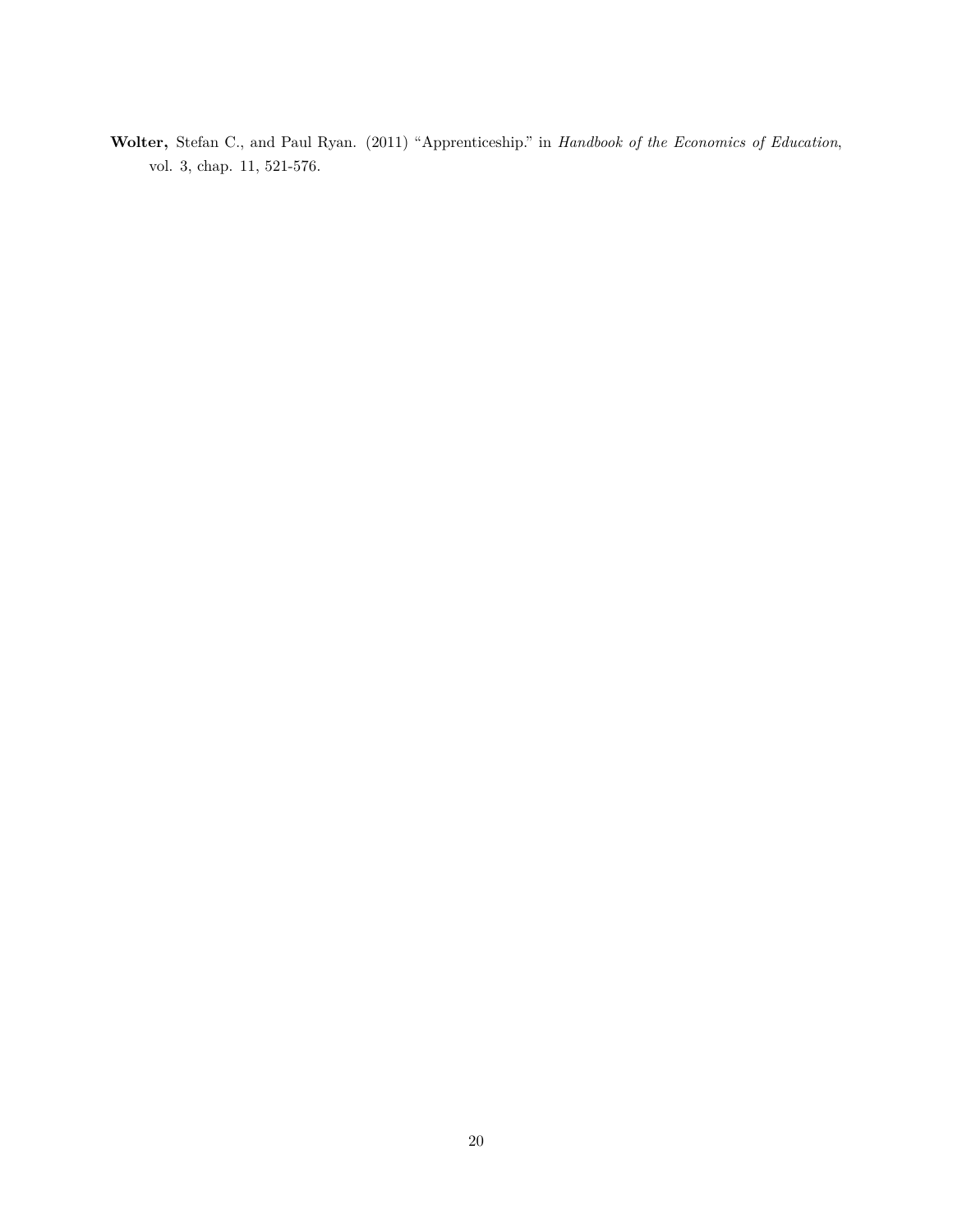**Wolter,** Stefan C., and Paul Ryan. (2011) "Apprenticeship." in *Handbook of the Economics of Education*, vol. 3, chap. 11, 521-576.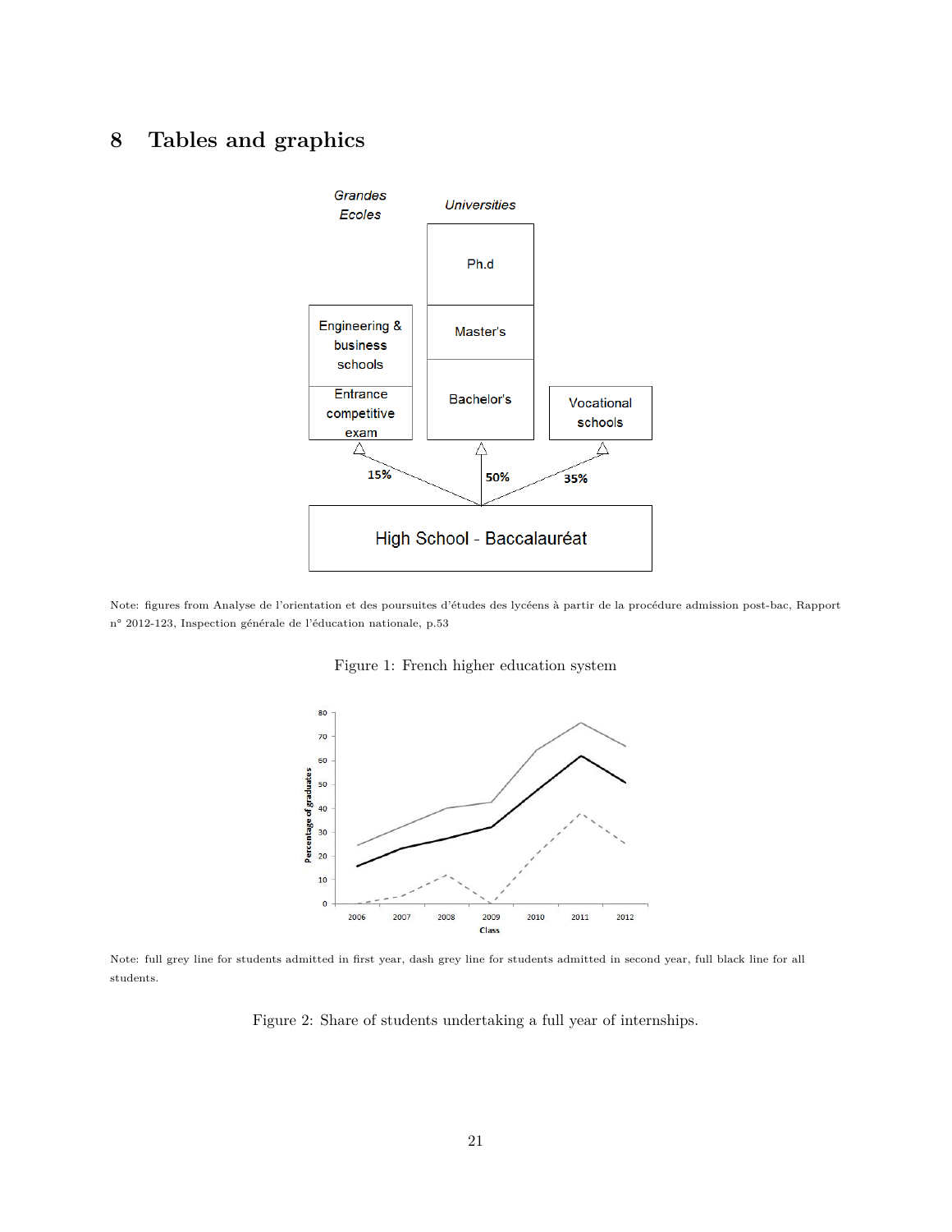# 8 Tables and graphics

Note: figures from Analyse de l'orientation et des poursuites d'études des lycéens à partir de la procédure admission post-bac, Rapport n° 2012-123, Inspection générale de l'éducation nationale, p.53

Figure 1: French higher education system

Note: full grey line for students admitted in first year, dash grey line for students admitted in second year, full black line for all students.

Figure 2: Share of students undertaking a full year of internships.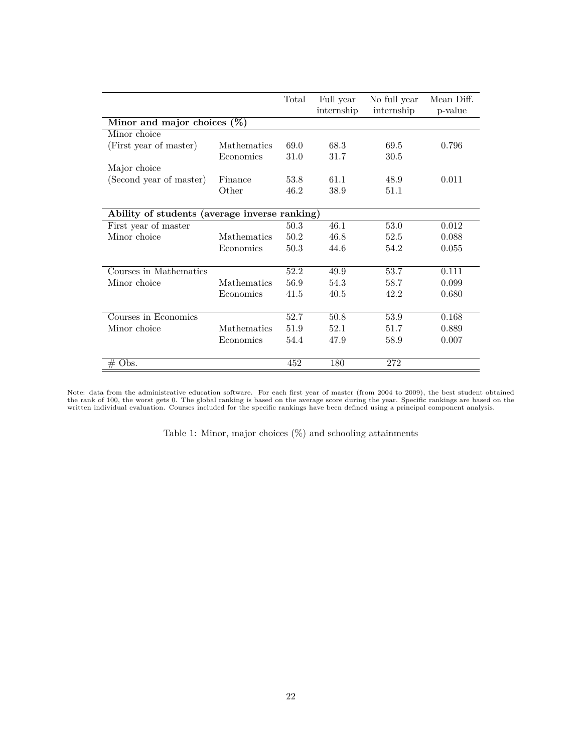| | | Total | Full year internship | No full year internship | Mean Diff. p-value |
|---|---|---|---|---|---|
| **Minor and major choices (%)** | | | | | |
| Minor choice | | | | | |
| (First year of master) | Mathematics | 69.0 | 68.3 | 69.5 | 0.796 |
| | Economics | 31.0 | 31.7 | 30.5 | |
| Major choice | | | | | |
| (Second year of master) | Finance | 53.8 | 61.1 | 48.9 | 0.011 |
| | Other | 46.2 | 38.9 | 51.1 | |
| **Ability of students (average inverse ranking)** | | | | | |
| First year of master | | 50.3 | 46.1 | 53.0 | 0.012 |
| Minor choice | Mathematics | 50.2 | 46.8 | 52.5 | 0.088 |
| | Economics | 50.3 | 44.6 | 54.2 | 0.055 |
| Courses in Mathematics | | 52.2 | 49.9 | 53.7 | 0.111 |
| Minor choice | Mathematics | 56.9 | 54.3 | 58.7 | 0.099 |
| | Economics | 41.5 | 40.5 | 42.2 | 0.680 |
| Courses in Economics | | 52.7 | 50.8 | 53.9 | 0.168 |
| Minor choice | Mathematics | 51.9 | 52.1 | 51.7 | 0.889 |
| | Economics | 54.4 | 47.9 | 58.9 | 0.007 |
| # Obs. | | 452 | 180 | 272 | |

Note: data from the administrative education software. For each first year of master (from 2004 to 2009), the best student obtained the rank of 100, the worst gets 0. The global ranking is based on the average score during the year. Specific rankings are based on the written individual evaluation. Courses included for the specific rankings have been defined using a principal component analysis.

Table 1: Minor, major choices (%) and schooling attainments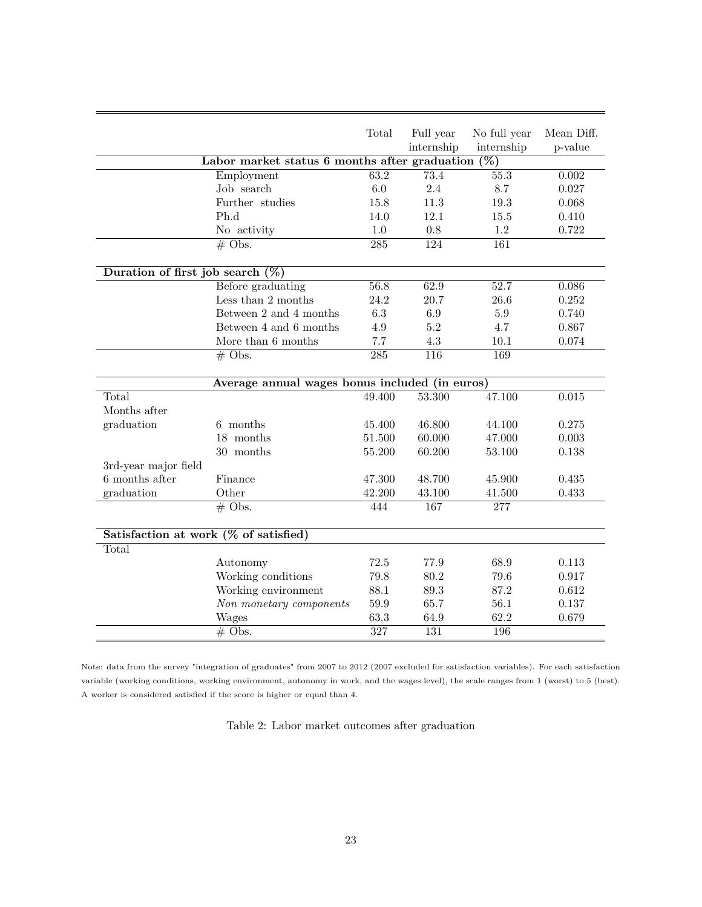| | | Total | Full year internship | No full year internship | Mean Diff. p-value |
|---|---|---|---|---|---|
| **Labor market status 6 months after graduation (%)** | | | | | |
| | Employment | 63.2 | 73.4 | 55.3 | 0.002 |
| | Job search | 6.0 | 2.4 | 8.7 | 0.027 |
| | Further studies | 15.8 | 11.3 | 19.3 | 0.068 |
| | Ph.d | 14.0 | 12.1 | 15.5 | 0.410 |
| | No activity | 1.0 | 0.8 | 1.2 | 0.722 |
| | # Obs. | 285 | 124 | 161 | |
| **Duration of first job search (%)** | | | | | |
| | Before graduating | 56.8 | 62.9 | 52.7 | 0.086 |
| | Less than 2 months | 24.2 | 20.7 | 26.6 | 0.252 |
| | Between 2 and 4 months | 6.3 | 6.9 | 5.9 | 0.740 |
| | Between 4 and 6 months | 4.9 | 5.2 | 4.7 | 0.867 |
| | More than 6 months | 7.7 | 4.3 | 10.1 | 0.074 |
| | # Obs. | 285 | 116 | 169 | |
| **Average annual wages bonus included (in euros)** | | | | | |
| Total | | 49.400 | 53.300 | 47.100 | 0.015 |
| Months after graduation | 6 months | 45.400 | 46.800 | 44.100 | 0.275 |
| | 18 months | 51.500 | 60.000 | 47.000 | 0.003 |
| | 30 months | 55.200 | 60.200 | 53.100 | 0.138 |
| 3rd-year major field 6 months after graduation | Finance | 47.300 | 48.700 | 45.900 | 0.435 |
| | Other | 42.200 | 43.100 | 41.500 | 0.433 |
| | # Obs. | 444 | 167 | 277 | |
| **Satisfaction at work (% of satisfied)** | | | | | |
| Total | | | | | |
| | Autonomy | 72.5 | 77.9 | 68.9 | 0.113 |
| | Working conditions | 79.8 | 80.2 | 79.6 | 0.917 |
| | Working environment | 88.1 | 89.3 | 87.2 | 0.612 |
| | *Non monetary components* | 59.9 | 65.7 | 56.1 | 0.137 |
| | Wages | 63.3 | 64.9 | 62.2 | 0.679 |
| | # Obs. | 327 | 131 | 196 | |

Note: data from the survey "integration of graduates" from 2007 to 2012 (2007 excluded for satisfaction variables). For each satisfaction variable (working conditions, working environment, autonomy in work, and the wages level), the scale ranges from 1 (worst) to 5 (best). A worker is considered satisfied if the score is higher or equal than 4.

Table 2: Labor market outcomes after graduation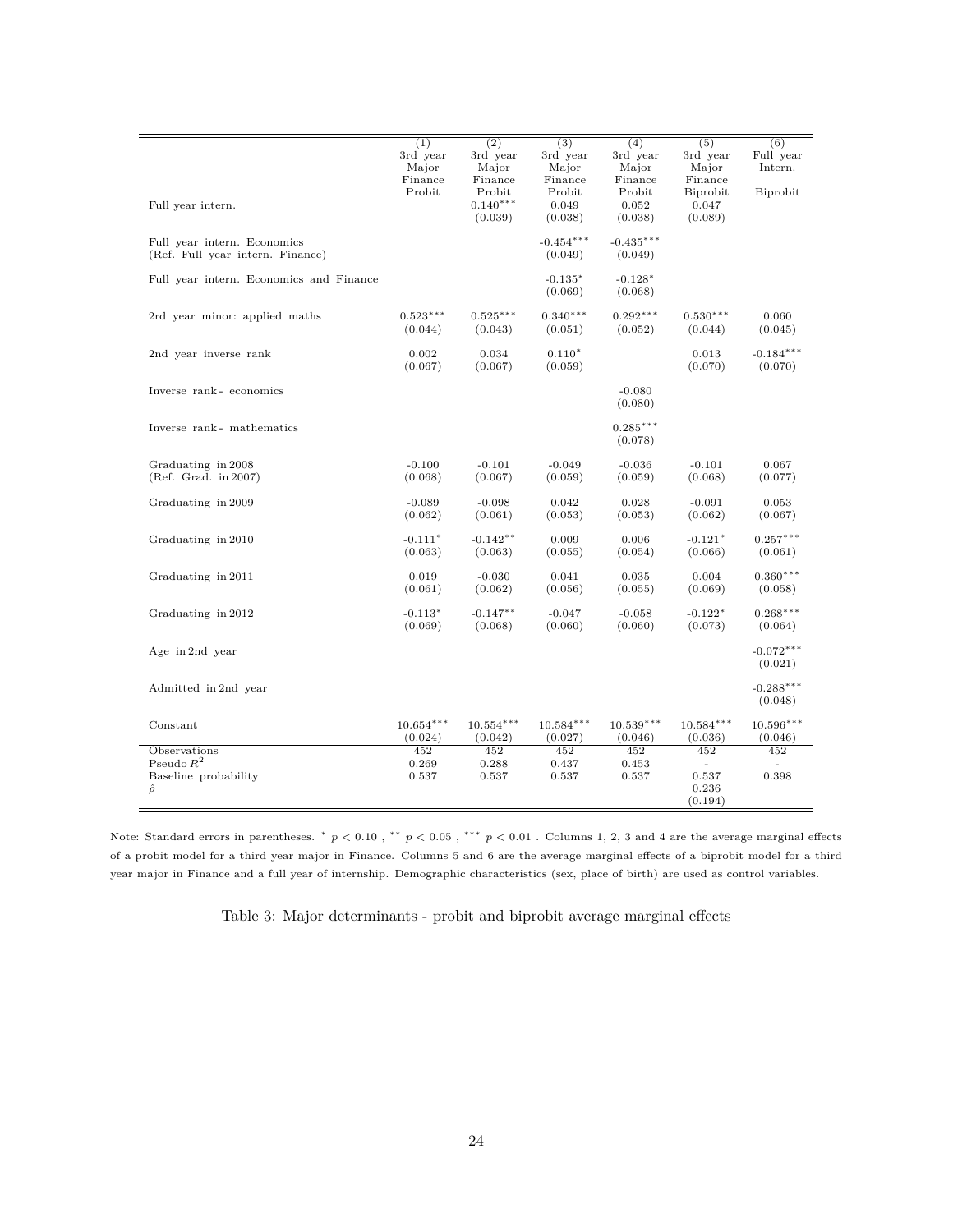| | (1) 3rd year Major Finance Probit | (2) 3rd year Major Finance Probit | (3) 3rd year Major Finance Probit | (4) 3rd year Major Finance Probit | (5) 3rd year Major Finance Biprobit | (6) Full year Intern. Biprobit |
|---|---|---|---|---|---|---|
| Full year intern. | | $0.140^{***}$ | 0.049 | 0.052 | 0.047 | |
| | | (0.039) | (0.038) | (0.038) | (0.089) | |
| Full year intern. Economics (Ref. Full year intern. Finance) | | | $-0.454^{***}$ | $-0.435^{***}$ | | |
| | | | (0.049) | (0.049) | | |
| Full year intern. Economics and Finance | | | $-0.135^{*}$ | $-0.128^{*}$ | | |
| | | | (0.069) | (0.068) | | |
| 2rd year minor: applied maths | $0.523^{***}$ | $0.525^{***}$ | $0.340^{***}$ | $0.292^{***}$ | $0.530^{***}$ | 0.060 |
| | (0.044) | (0.043) | (0.051) | (0.052) | (0.044) | (0.045) |
| 2nd year inverse rank | 0.002 | 0.034 | $0.110^{*}$ | | 0.013 | $-0.184^{***}$ |
| | (0.067) | (0.067) | (0.059) | | (0.070) | (0.070) |
| Inverse rank - economics | | | | -0.080 | | |
| | | | | (0.080) | | |
| Inverse rank - mathematics | | | | $0.285^{***}$ | | |
| | | | | (0.078) | | |
| Graduating in 2008 (Ref. Grad. in 2007) | -0.100 | -0.101 | -0.049 | -0.036 | -0.101 | 0.067 |
| | (0.068) | (0.067) | (0.059) | (0.059) | (0.068) | (0.077) |
| Graduating in 2009 | -0.089 | -0.098 | 0.042 | 0.028 | -0.091 | 0.053 |
| | (0.062) | (0.061) | (0.053) | (0.053) | (0.062) | (0.067) |
| Graduating in 2010 | $-0.111^{*}$ | $-0.142^{**}$ | 0.009 | 0.006 | $-0.121^{*}$ | $0.257^{***}$ |
| | (0.063) | (0.063) | (0.055) | (0.054) | (0.066) | (0.061) |
| Graduating in 2011 | 0.019 | -0.030 | 0.041 | 0.035 | 0.004 | $0.360^{***}$ |
| | (0.061) | (0.062) | (0.056) | (0.055) | (0.069) | (0.058) |
| Graduating in 2012 | $-0.113^{*}$ | $-0.147^{**}$ | -0.047 | -0.058 | $-0.122^{*}$ | $0.268^{***}$ |
| | (0.069) | (0.068) | (0.060) | (0.060) | (0.073) | (0.064) |
| Age in 2nd year | | | | | | $-0.072^{***}$ |
| | | | | | | (0.021) |
| Admitted in 2nd year | | | | | | $-0.288^{***}$ |
| | | | | | | (0.048) |
| Constant | $10.654^{***}$ | $10.554^{***}$ | $10.584^{***}$ | $10.539^{***}$ | $10.584^{***}$ | $10.596^{***}$ |
| | (0.024) | (0.042) | (0.027) | (0.046) | (0.036) | (0.046) |
| Observations | 452 | 452 | 452 | 452 | 452 | 452 |
| Pseudo $R^2$ | 0.269 | 0.288 | 0.437 | 0.453 | - | - |
| Baseline probability | 0.537 | 0.537 | 0.537 | 0.537 | 0.537 | 0.398 |
| $\hat{\rho}$ | | | | | 0.236 | |
| | | | | | (0.194) | |

Note: Standard errors in parentheses. $^{*}$ $p < 0.10$ , $^{**}$ $p < 0.05$ , $^{***}$ $p < 0.01$ . Columns 1, 2, 3 and 4 are the average marginal effects of a probit model for a third year major in Finance. Columns 5 and 6 are the average marginal effects of a biprobit model for a third year major in Finance and a full year of internship. Demographic characteristics (sex, place of birth) are used as control variables.

Table 3: Major determinants - probit and biprobit average marginal effects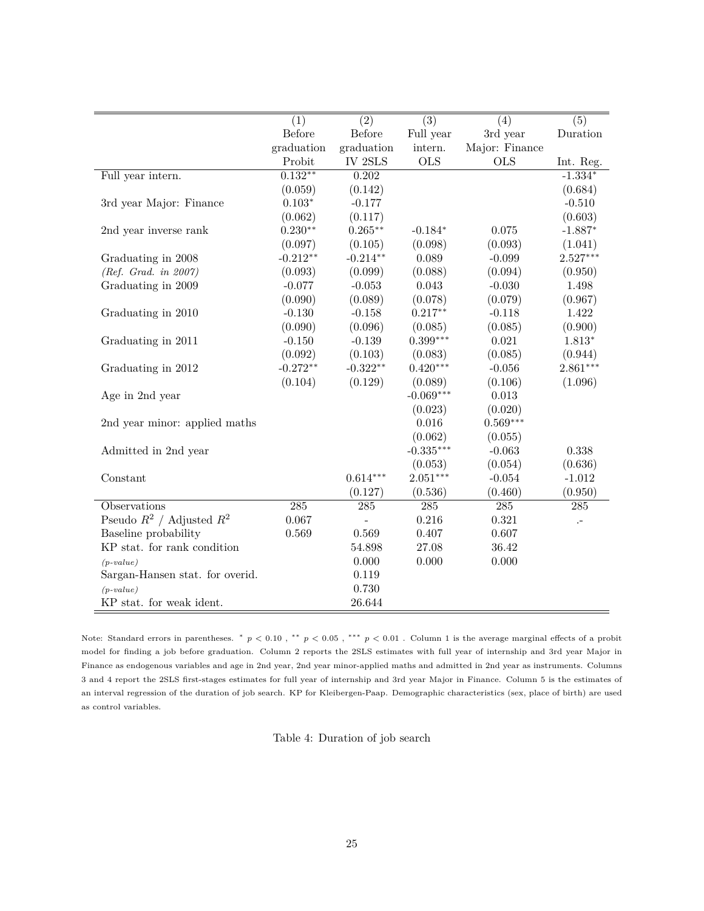| | (1) | (2) | (3) | (4) | (5) |
|---|---|---|---|---|---|
| | Before graduation | Before graduation | Full year intern. | 3rd year Major: Finance | Duration |
| | Probit | IV 2SLS | OLS | OLS | Int. Reg. |
| Full year intern. | $0.132^{**}$ | 0.202 | | | $-1.334^{*}$ |
| | (0.059) | (0.142) | | | (0.684) |
| 3rd year Major: Finance | $0.103^{*}$ | -0.177 | | | -0.510 |
| | (0.062) | (0.117) | | | (0.603) |
| 2nd year inverse rank | $0.230^{**}$ | $0.265^{**}$ | $-0.184^{*}$ | 0.075 | $-1.887^{*}$ |
| | (0.097) | (0.105) | (0.098) | (0.093) | (1.041) |
| Graduating in 2008 | $-0.212^{**}$ | $-0.214^{**}$ | 0.089 | -0.099 | $2.527^{***}$ |
| *(Ref. Grad. in 2007)* | (0.093) | (0.099) | (0.088) | (0.094) | (0.950) |
| Graduating in 2009 | -0.077 | -0.053 | 0.043 | -0.030 | 1.498 |
| | (0.090) | (0.089) | (0.078) | (0.079) | (0.967) |
| Graduating in 2010 | -0.130 | -0.158 | $0.217^{**}$ | -0.118 | 1.422 |
| | (0.090) | (0.096) | (0.085) | (0.085) | (0.900) |
| Graduating in 2011 | -0.150 | -0.139 | $0.399^{***}$ | 0.021 | $1.813^{*}$ |
| | (0.092) | (0.103) | (0.083) | (0.085) | (0.944) |
| Graduating in 2012 | $-0.272^{**}$ | $-0.322^{**}$ | $0.420^{***}$ | -0.056 | $2.861^{***}$ |
| | (0.104) | (0.129) | (0.089) | (0.106) | (1.096) |
| Age in 2nd year | | | $-0.069^{***}$ | 0.013 | |
| | | | (0.023) | (0.020) | |
| 2nd year minor: applied maths | | | 0.016 | $0.569^{***}$ | |
| | | | (0.062) | (0.055) | |
| Admitted in 2nd year | | | $-0.335^{***}$ | -0.063 | 0.338 |
| | | | (0.053) | (0.054) | (0.636) |
| Constant | | $0.614^{***}$ | $2.051^{***}$ | -0.054 | -1.012 |
| | | (0.127) | (0.536) | (0.460) | (0.950) |
| Observations | 285 | 285 | 285 | 285 | 285 |
| Pseudo $R^2$ / Adjusted $R^2$ | 0.067 | - | 0.216 | 0.321 | .- |
| Baseline probability | 0.569 | 0.569 | 0.407 | 0.607 | |
| KP stat. for rank condition | | 54.898 | 27.08 | 36.42 | |
| *(p-value)* | | 0.000 | 0.000 | 0.000 | |
| Sargan-Hansen stat. for overid. | | 0.119 | | | |
| *(p-value)* | | 0.730 | | | |
| KP stat. for weak ident. | | 26.644 | | | |

Note: Standard errors in parentheses. $^{*}$ $p < 0.10$ , $^{**}$ $p < 0.05$ , $^{***}$ $p < 0.01$ . Column 1 is the average marginal effects of a probit model for finding a job before graduation. Column 2 reports the 2SLS estimates with full year of internship and 3rd year Major in Finance as endogenous variables and age in 2nd year, 2nd year minor-applied maths and admitted in 2nd year as instruments. Columns 3 and 4 report the 2SLS first-stages estimates for full year of internship and 3rd year Major in Finance. Column 5 is the estimates of an interval regression of the duration of job search. KP for Kleibergen-Paap. Demographic characteristics (sex, place of birth) are used as control variables.

Table 4: Duration of job search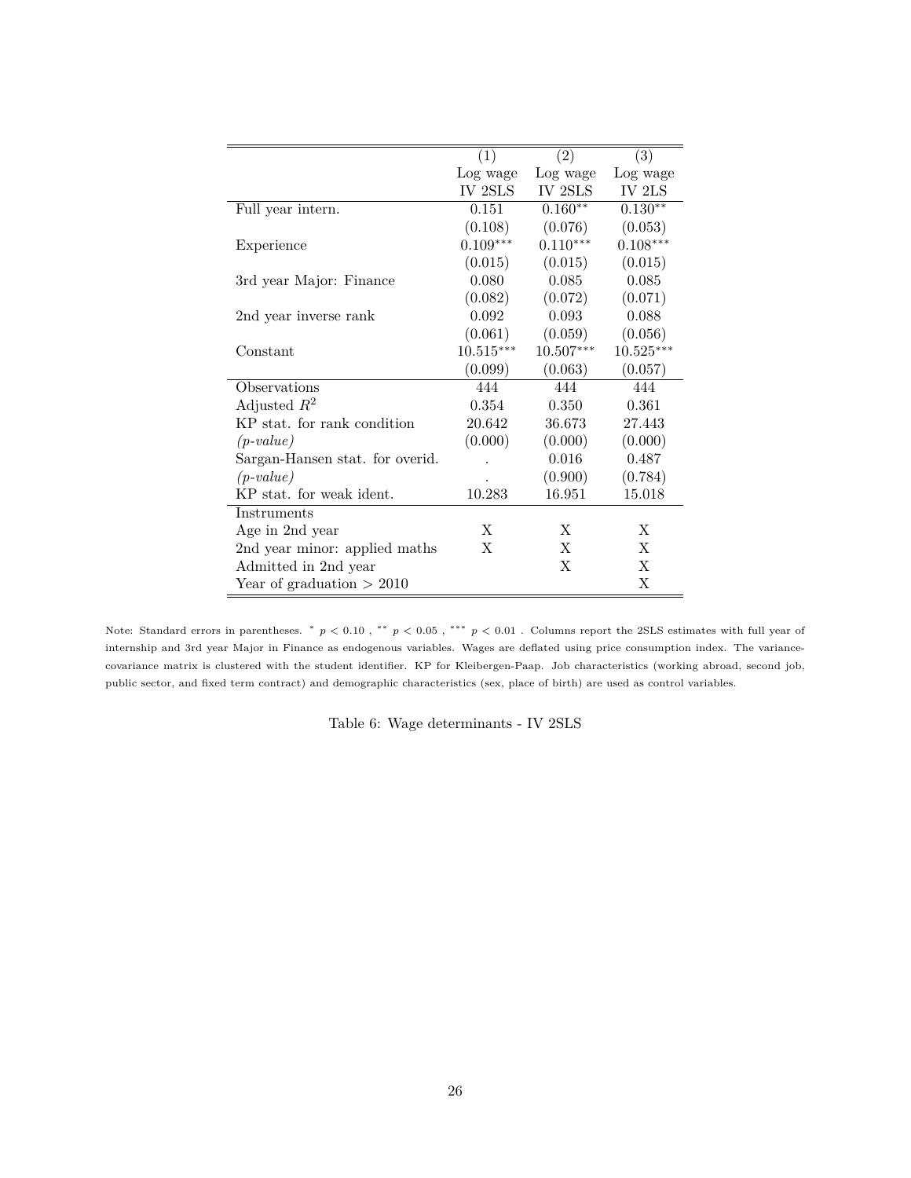|  | (1) | (2) | (3) |
|---|---|---|---|
|  | Log wage | Log wage | Log wage |
|  | IV 2SLS | IV 2SLS | IV 2LS |
| Full year intern. | 0.151 | 0.160** | 0.130** |
|  | (0.108) | (0.076) | (0.053) |
| Experience | 0.109*** | 0.110*** | 0.108*** |
|  | (0.015) | (0.015) | (0.015) |
| 3rd year Major: Finance | 0.080 | 0.085 | 0.085 |
|  | (0.082) | (0.072) | (0.071) |
| 2nd year inverse rank | 0.092 | 0.093 | 0.088 |
|  | (0.061) | (0.059) | (0.056) |
| Constant | 10.515*** | 10.507*** | 10.525*** |
|  | (0.099) | (0.063) | (0.057) |
| Observations | 444 | 444 | 444 |
| Adjusted $R^2$ | 0.354 | 0.350 | 0.361 |
| KP stat. for rank condition | 20.642 | 36.673 | 27.443 |
| *(p-value)* | (0.000) | (0.000) | (0.000) |
| Sargan-Hansen stat. for overid. | . | 0.016 | 0.487 |
| *(p-value)* | . | (0.900) | (0.784) |
| KP stat. for weak ident. | 10.283 | 16.951 | 15.018 |
| Instruments |  |  |  |
| Age in 2nd year | X | X | X |
| 2nd year minor: applied maths | X | X | X |
| Admitted in 2nd year |  | X | X |
| Year of graduation > 2010 |  |  | X |

Note: Standard errors in parentheses. * $p < 0.10$ , ** $p < 0.05$ , *** $p < 0.01$ . Columns report the 2SLS estimates with full year of internship and 3rd year Major in Finance as endogenous variables. Wages are deflated using price consumption index. The variance-covariance matrix is clustered with the student identifier. KP for Kleibergen-Paap. Job characteristics (working abroad, second job, public sector, and fixed term contract) and demographic characteristics (sex, place of birth) are used as control variables.

Table 6: Wage determinants - IV 2SLS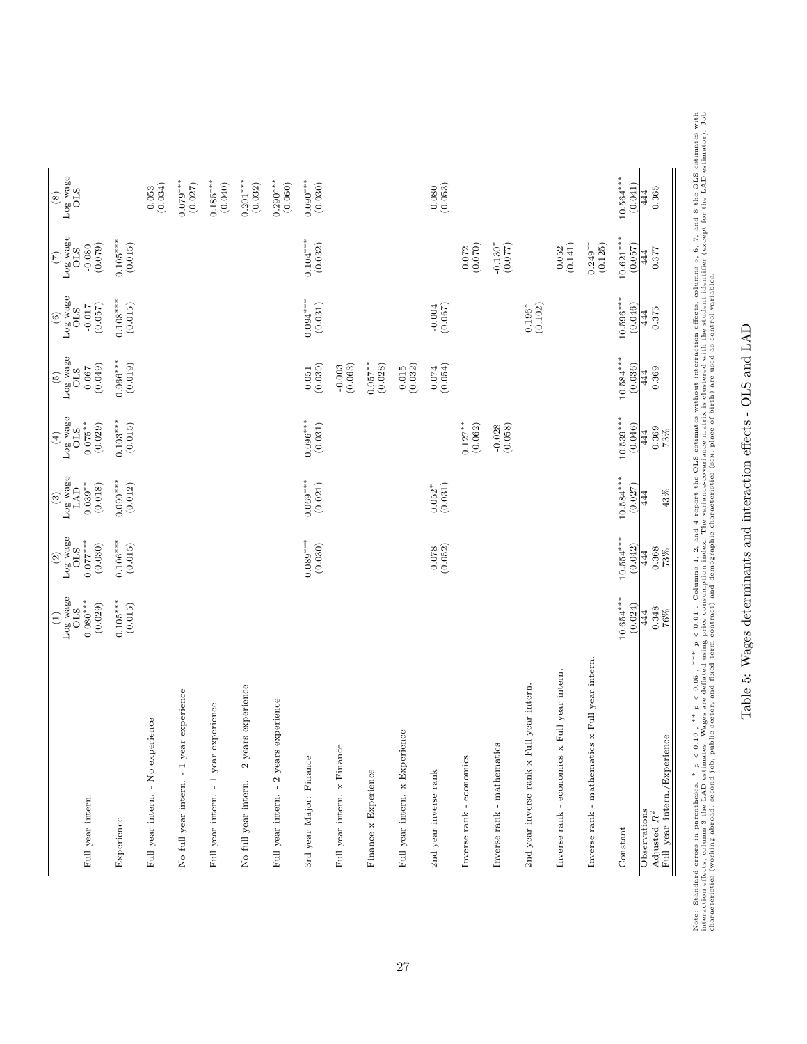|  | (1) Log wage OLS | (2) Log wage OLS | (3) Log wage LAD | (4) Log wage OLS | (5) Log wage OLS | (6) Log wage OLS | (7) Log wage OLS | (8) Log wage OLS |
|---|---|---|---|---|---|---|---|---|
| Full year intern. | 0.080*** | 0.077*** | 0.039** | 0.075** | 0.067 | -0.017 | -0.080 |  |
|  | (0.029) | (0.030) | (0.018) | (0.029) | (0.049) | (0.057) | (0.079) |  |
| Experience | 0.105*** | 0.106*** | 0.090*** | 0.103*** | 0.066*** | 0.108*** | 0.105*** |  |
|  | (0.015) | (0.015) | (0.012) | (0.015) | (0.019) | (0.015) | (0.015) |  |
| Full year intern. - No experience |  |  |  |  |  |  |  | 0.053 |
|  |  |  |  |  |  |  |  | (0.034) |
| No full year intern. - 1 year experience |  |  |  |  |  |  |  | 0.079*** |
|  |  |  |  |  |  |  |  | (0.027) |
| Full year intern. - 1 year experience |  |  |  |  |  |  |  | 0.185*** |
|  |  |  |  |  |  |  |  | (0.040) |
| No full year intern. - 2 years experience |  |  |  |  |  |  |  | 0.201*** |
|  |  |  |  |  |  |  |  | (0.032) |
| Full year intern. - 2 years experience |  |  |  |  |  |  |  | 0.290*** |
|  |  |  |  |  |  |  |  | (0.060) |
| 3rd year Major: Finance |  | 0.089*** | 0.069*** | 0.096*** | 0.051 | 0.094*** | 0.104*** | 0.090*** |
|  |  | (0.030) | (0.021) | (0.031) | (0.039) | (0.031) | (0.032) | (0.030) |
| Full year intern. x Finance |  |  |  |  | -0.003 |  |  |  |
|  |  |  |  |  | (0.063) |  |  |  |
| Finance x Experience |  |  |  |  | 0.057** |  |  |  |
|  |  |  |  |  | (0.028) |  |  |  |
| Full year intern. x Experience |  |  |  |  | 0.015 |  |  |  |
|  |  |  |  |  | (0.032) |  |  |  |
| 2nd year inverse rank |  | 0.078 | 0.052* |  | 0.074 | -0.004 |  | 0.080 |
|  |  | (0.052) | (0.031) |  | (0.054) | (0.067) |  | (0.053) |
| Inverse rank - economics |  |  |  | 0.127** |  |  | 0.072 |  |
|  |  |  |  | (0.062) |  |  | (0.070) |  |
| Inverse rank - mathematics |  |  |  | -0.028 |  |  | -0.130* |  |
|  |  |  |  | (0.058) |  |  | (0.077) |  |
| 2nd year inverse rank x Full year intern. |  |  |  |  |  | 0.196* |  |  |
|  |  |  |  |  |  | (0.102) |  |  |
| Inverse rank - economics x Full year intern. |  |  |  |  |  |  | 0.052 |  |
|  |  |  |  |  |  |  | (0.141) |  |
| Inverse rank - mathematics x Full year intern. |  |  |  |  |  |  | 0.249** |  |
|  |  |  |  |  |  |  | (0.125) |  |
| Constant | 10.654*** | 10.554*** | 10.584*** | 10.539*** | 10.584*** | 10.596*** | 10.621*** | 10.564*** |
|  | (0.024) | (0.042) | (0.027) | (0.046) | (0.036) | (0.046) | (0.057) | (0.041) |
| Observations | 444 | 444 | 444 | 444 | 444 | 444 | 444 | 444 |
| Adjusted $R^2$ | 0.348 | 0.368 |  | 0.369 | 0.369 | 0.375 | 0.377 | 0.365 |
| Full year intern./Experience | 76% | 73% | 43% | 73% |  |  |  |  |

Note: Standard errors in parentheses. * $p < 0.10$ , ** $p < 0.05$ , *** $p < 0.01$ . Columns 1, 2, and 4 report the OLS estimates without interaction effects, columns 5, 6, 7, and 8 the OLS estimates with interaction effects, column 3 the LAD estimates. Wages are deflated using price consumption index. The variance-covariance matrix is clustered with the student identifier (except for the LAD estimator). Job characteristics (working abroad, second job, public sector, and fixed term contract) and demographic characteristics (sex, place of birth) are used as control variables.

Table 5: Wages determinants and interaction effects - OLS and LAD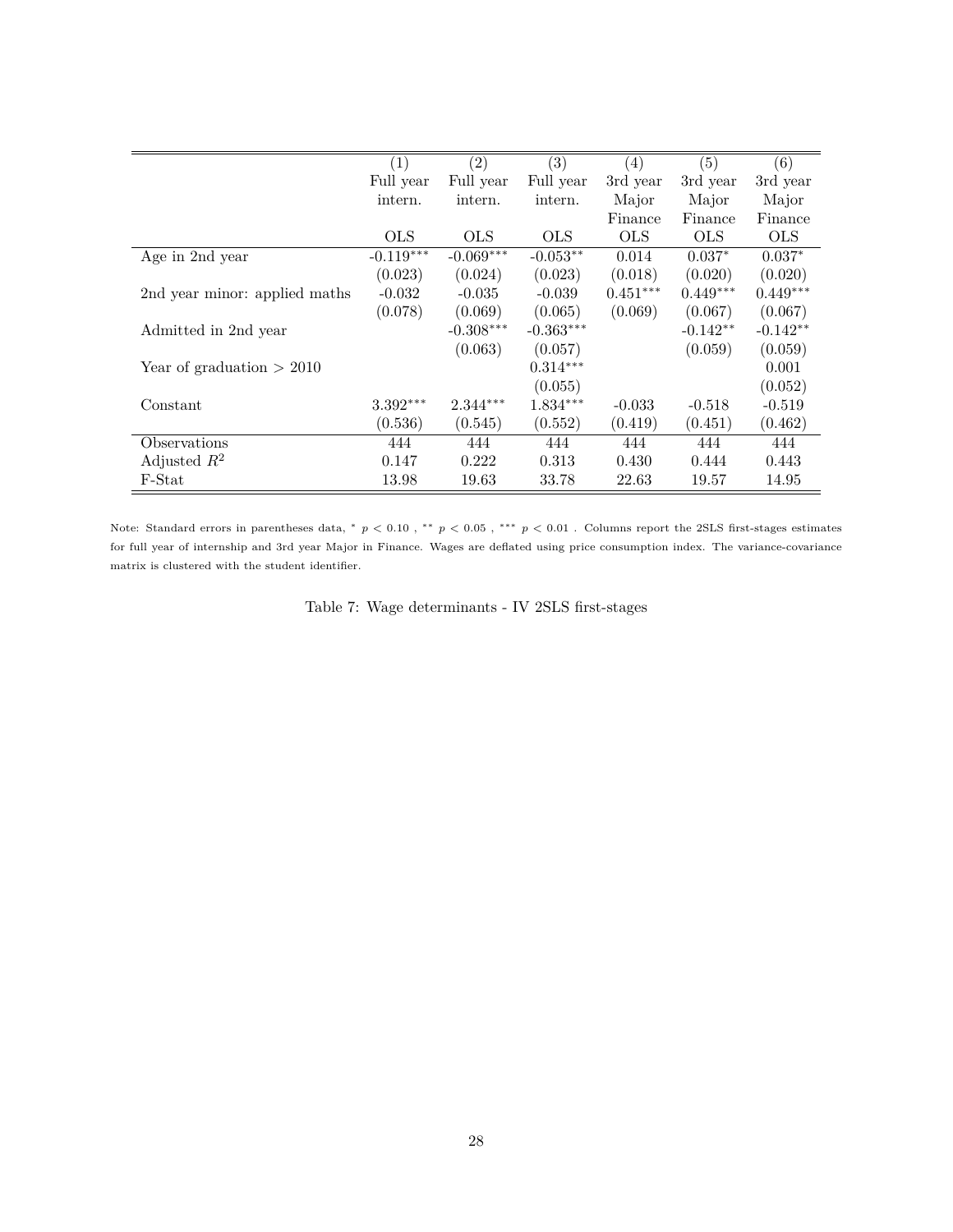| | (1) | (2) | (3) | (4) | (5) | (6) |
|---|---|---|---|---|---|---|
| | Full year intern. | Full year intern. | Full year intern. | 3rd year Major Finance | 3rd year Major Finance | 3rd year Major Finance |
| | OLS | OLS | OLS | OLS | OLS | OLS |
| Age in 2nd year | -0.119*** | -0.069*** | -0.053** | 0.014 | 0.037* | 0.037* |
| | (0.023) | (0.024) | (0.023) | (0.018) | (0.020) | (0.020) |
| 2nd year minor: applied maths | -0.032 | -0.035 | -0.039 | 0.451*** | 0.449*** | 0.449*** |
| | (0.078) | (0.069) | (0.065) | (0.069) | (0.067) | (0.067) |
| Admitted in 2nd year | | -0.308*** | -0.363*** | | -0.142** | -0.142** |
| | | (0.063) | (0.057) | | (0.059) | (0.059) |
| Year of graduation > 2010 | | | 0.314*** | | | 0.001 |
| | | | (0.055) | | | (0.052) |
| Constant | 3.392*** | 2.344*** | 1.834*** | -0.033 | -0.518 | -0.519 |
| | (0.536) | (0.545) | (0.552) | (0.419) | (0.451) | (0.462) |
| Observations | 444 | 444 | 444 | 444 | 444 | 444 |
| Adjusted $R^2$ | 0.147 | 0.222 | 0.313 | 0.430 | 0.444 | 0.443 |
| F-Stat | 13.98 | 19.63 | 33.78 | 22.63 | 19.57 | 14.95 |

Note: Standard errors in parentheses data, * $p < 0.10$ , ** $p < 0.05$ , *** $p < 0.01$ . Columns report the 2SLS first-stages estimates for full year of internship and 3rd year Major in Finance. Wages are deflated using price consumption index. The variance-covariance matrix is clustered with the student identifier.

Table 7: Wage determinants - IV 2SLS first-stages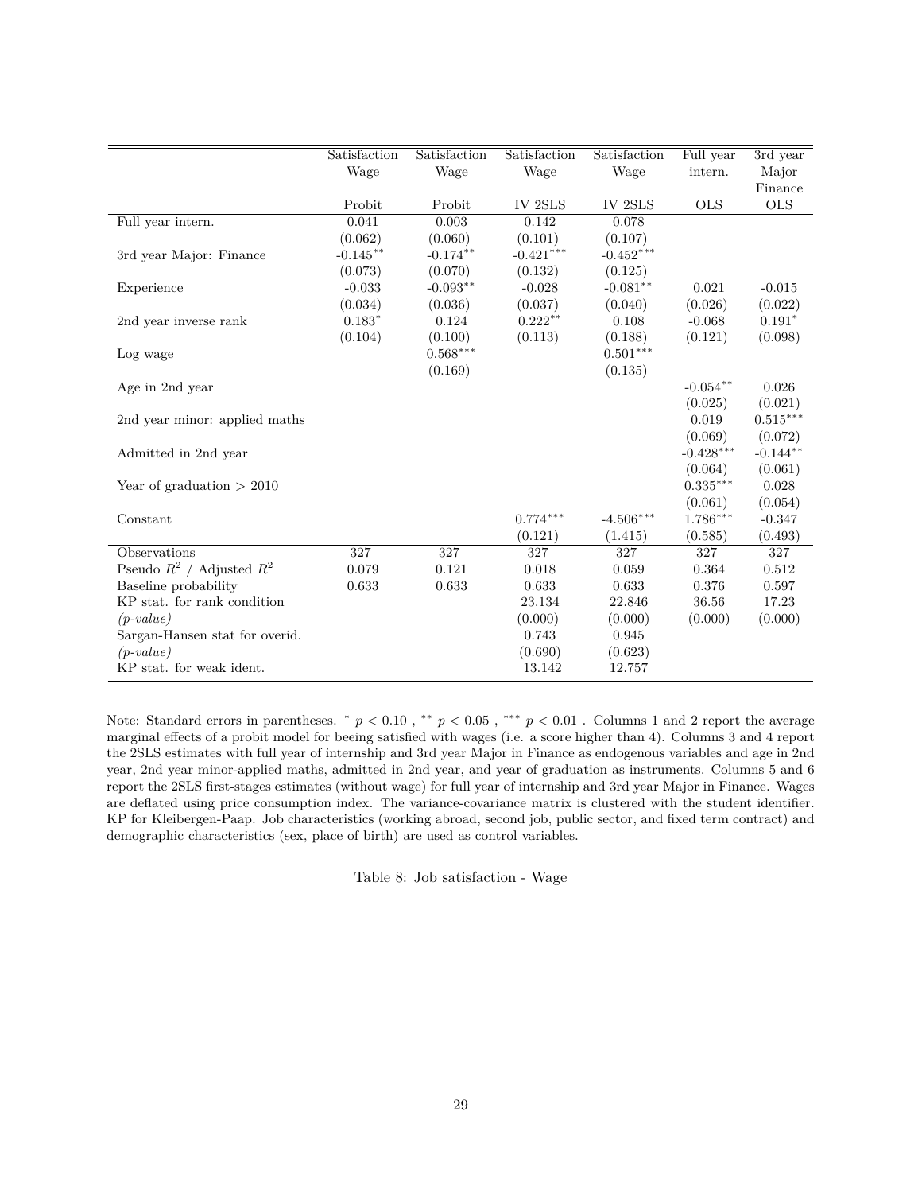| | Satisfaction Wage Probit | Satisfaction Wage Probit | Satisfaction Wage IV 2SLS | Satisfaction Wage IV 2SLS | Full year intern. OLS | 3rd year Major Finance OLS |
|---|---|---|---|---|---|---|
| Full year intern. | 0.041 | 0.003 | 0.142 | 0.078 | | |
| | (0.062) | (0.060) | (0.101) | (0.107) | | |
| 3rd year Major: Finance | -0.145** | -0.174** | -0.421*** | -0.452*** | | |
| | (0.073) | (0.070) | (0.132) | (0.125) | | |
| Experience | -0.033 | -0.093** | -0.028 | -0.081** | 0.021 | -0.015 |
| | (0.034) | (0.036) | (0.037) | (0.040) | (0.026) | (0.022) |
| 2nd year inverse rank | 0.183* | 0.124 | 0.222** | 0.108 | -0.068 | 0.191* |
| | (0.104) | (0.100) | (0.113) | (0.188) | (0.121) | (0.098) |
| Log wage | | 0.568*** | | 0.501*** | | |
| | | (0.169) | | (0.135) | | |
| Age in 2nd year | | | | | -0.054** | 0.026 |
| | | | | | (0.025) | (0.021) |
| 2nd year minor: applied maths | | | | | 0.019 | 0.515*** |
| | | | | | (0.069) | (0.072) |
| Admitted in 2nd year | | | | | -0.428*** | -0.144** |
| | | | | | (0.064) | (0.061) |
| Year of graduation > 2010 | | | | | 0.335*** | 0.028 |
| | | | | | (0.061) | (0.054) |
| Constant | | | 0.774*** | -4.506*** | 1.786*** | -0.347 |
| | | | (0.121) | (1.415) | (0.585) | (0.493) |
| Observations | 327 | 327 | 327 | 327 | 327 | 327 |
| Pseudo $R^2$ / Adjusted $R^2$ | 0.079 | 0.121 | 0.018 | 0.059 | 0.364 | 0.512 |
| Baseline probability | 0.633 | 0.633 | 0.633 | 0.633 | 0.376 | 0.597 |
| KP stat. for rank condition | | | 23.134 | 22.846 | 36.56 | 17.23 |
| *(p-value)* | | | (0.000) | (0.000) | (0.000) | (0.000) |
| Sargan-Hansen stat for overid. | | | 0.743 | 0.945 | | |
| *(p-value)* | | | (0.690) | (0.623) | | |
| KP stat. for weak ident. | | | 13.142 | 12.757 | | |

Note: Standard errors in parentheses. * $p < 0.10$ , ** $p < 0.05$ , *** $p < 0.01$ . Columns 1 and 2 report the average marginal effects of a probit model for beeing satisfied with wages (i.e. a score higher than 4). Columns 3 and 4 report the 2SLS estimates with full year of internship and 3rd year Major in Finance as endogenous variables and age in 2nd year, 2nd year minor-applied maths, admitted in 2nd year, and year of graduation as instruments. Columns 5 and 6 report the 2SLS first-stages estimates (without wage) for full year of internship and 3rd year Major in Finance. Wages are deflated using price consumption index. The variance-covariance matrix is clustered with the student identifier. KP for Kleibergen-Paap. Job characteristics (working abroad, second job, public sector, and fixed term contract) and demographic characteristics (sex, place of birth) are used as control variables.

Table 8: Job satisfaction - Wage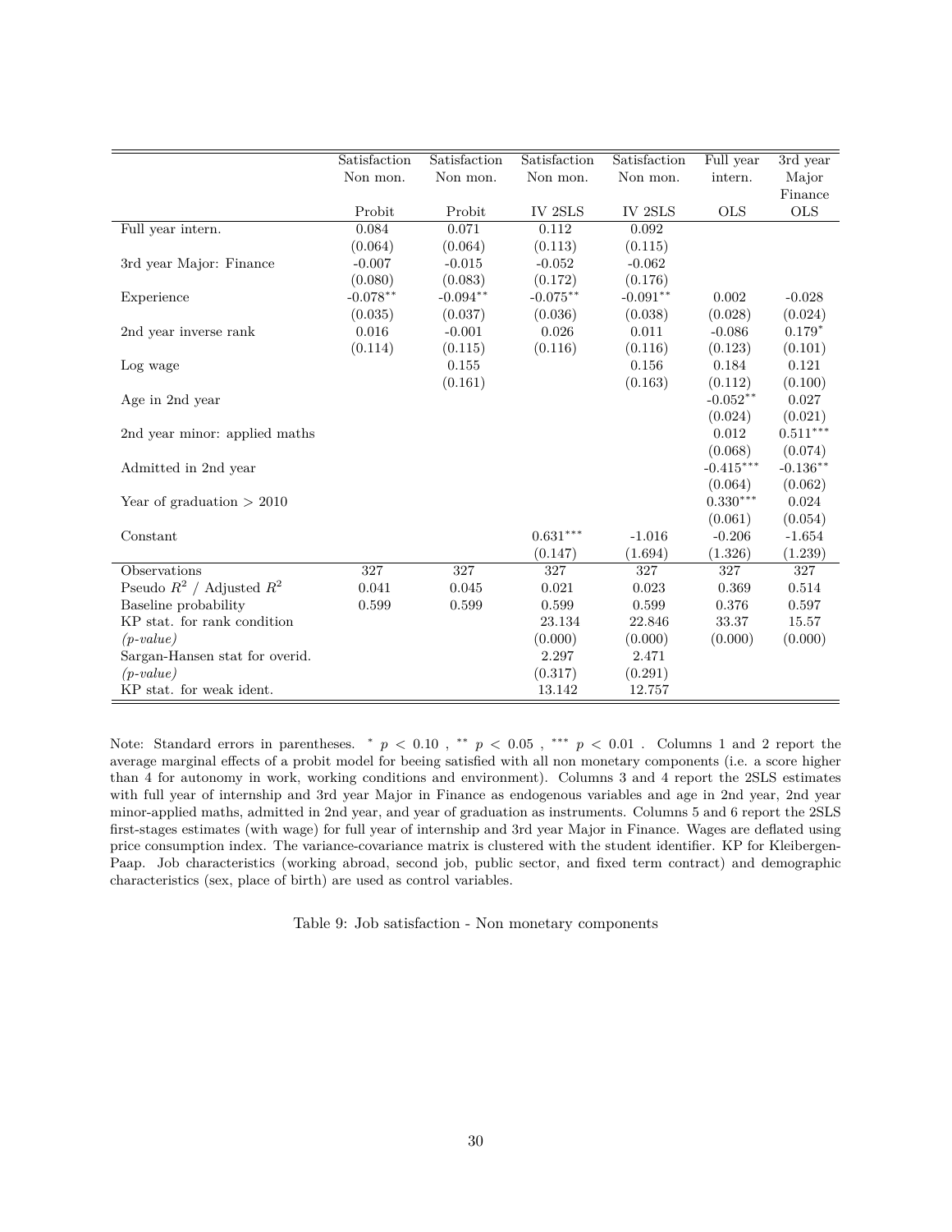| | Satisfaction Non mon. Probit | Satisfaction Non mon. Probit | Satisfaction Non mon. IV 2SLS | Satisfaction Non mon. IV 2SLS | Full year intern. OLS | 3rd year Major Finance OLS |
|---|---|---|---|---|---|---|
| Full year intern. | 0.084 | 0.071 | 0.112 | 0.092 | | |
| | (0.064) | (0.064) | (0.113) | (0.115) | | |
| 3rd year Major: Finance | -0.007 | -0.015 | -0.052 | -0.062 | | |
| | (0.080) | (0.083) | (0.172) | (0.176) | | |
| Experience | -0.078** | -0.094** | -0.075** | -0.091** | 0.002 | -0.028 |
| | (0.035) | (0.037) | (0.036) | (0.038) | (0.028) | (0.024) |
| 2nd year inverse rank | 0.016 | -0.001 | 0.026 | 0.011 | -0.086 | 0.179* |
| | (0.114) | (0.115) | (0.116) | (0.116) | (0.123) | (0.101) |
| Log wage | | 0.155 | | 0.156 | 0.184 | 0.121 |
| | | (0.161) | | (0.163) | (0.112) | (0.100) |
| Age in 2nd year | | | | | -0.052** | 0.027 |
| | | | | | (0.024) | (0.021) |
| 2nd year minor: applied maths | | | | | 0.012 | 0.511*** |
| | | | | | (0.068) | (0.074) |
| Admitted in 2nd year | | | | | -0.415*** | -0.136** |
| | | | | | (0.064) | (0.062) |
| Year of graduation > 2010 | | | | | 0.330*** | 0.024 |
| | | | | | (0.061) | (0.054) |
| Constant | | | 0.631*** | -1.016 | -0.206 | -1.654 |
| | | | (0.147) | (1.694) | (1.326) | (1.239) |
| Observations | 327 | 327 | 327 | 327 | 327 | 327 |
| Pseudo $R^2$ / Adjusted $R^2$ | 0.041 | 0.045 | 0.021 | 0.023 | 0.369 | 0.514 |
| Baseline probability | 0.599 | 0.599 | 0.599 | 0.599 | 0.376 | 0.597 |
| KP stat. for rank condition | | | 23.134 | 22.846 | 33.37 | 15.57 |
| *(p-value)* | | | (0.000) | (0.000) | (0.000) | (0.000) |
| Sargan-Hansen stat for overid. | | | 2.297 | 2.471 | | |
| *(p-value)* | | | (0.317) | (0.291) | | |
| KP stat. for weak ident. | | | 13.142 | 12.757 | | |

Note: Standard errors in parentheses. * $p < 0.10$ , ** $p < 0.05$ , *** $p < 0.01$ . Columns 1 and 2 report the average marginal effects of a probit model for beeing satisfied with all non monetary components (i.e. a score higher than 4 for autonomy in work, working conditions and environment). Columns 3 and 4 report the 2SLS estimates with full year of internship and 3rd year Major in Finance as endogenous variables and age in 2nd year, 2nd year minor-applied maths, admitted in 2nd year, and year of graduation as instruments. Columns 5 and 6 report the 2SLS first-stages estimates (with wage) for full year of internship and 3rd year Major in Finance. Wages are deflated using price consumption index. The variance-covariance matrix is clustered with the student identifier. KP for Kleibergen-Paap. Job characteristics (working abroad, second job, public sector, and fixed term contract) and demographic characteristics (sex, place of birth) are used as control variables.

Table 9: Job satisfaction - Non monetary components